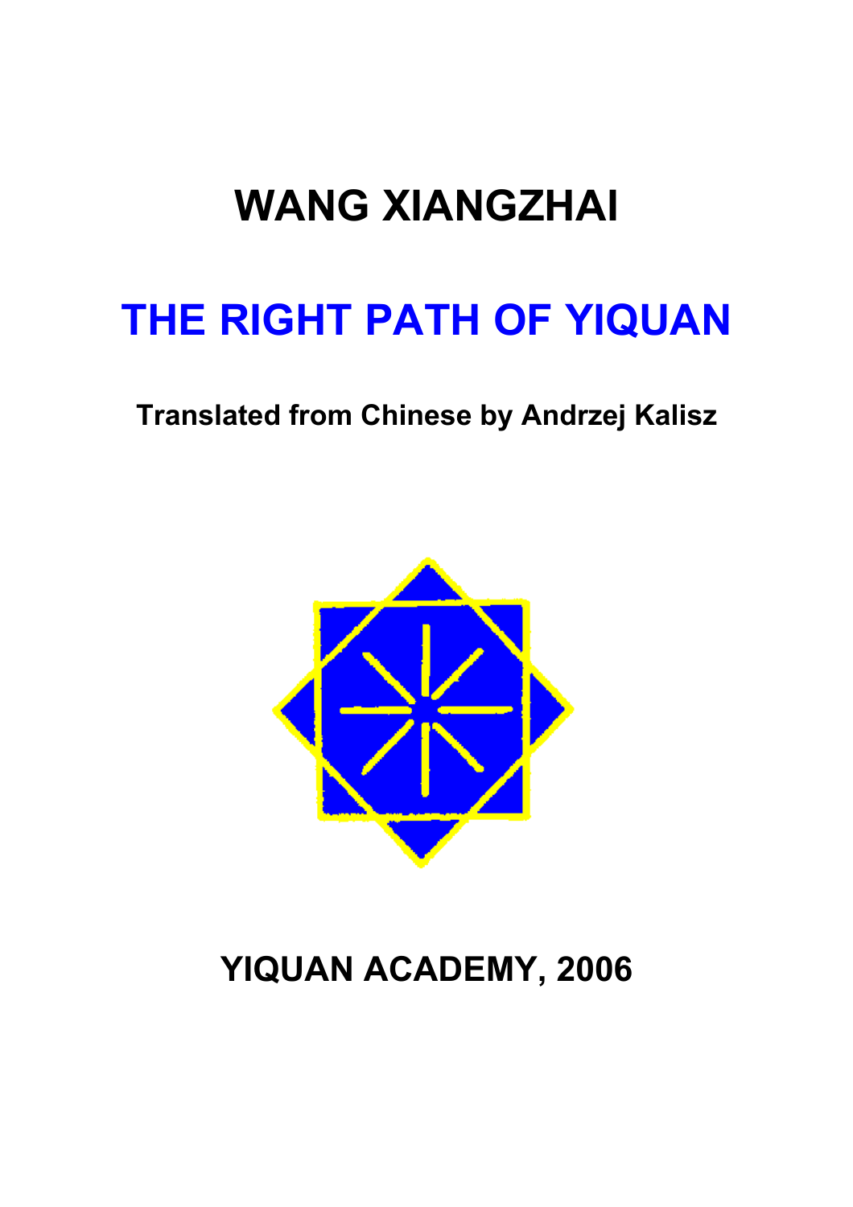# WANG XIANGZHAI

# THE RIGHT PATH OF YIQUAN

**Translated from Chinese by Andrzej Kalisz**

**YIQUAN ACADEMY, 2006**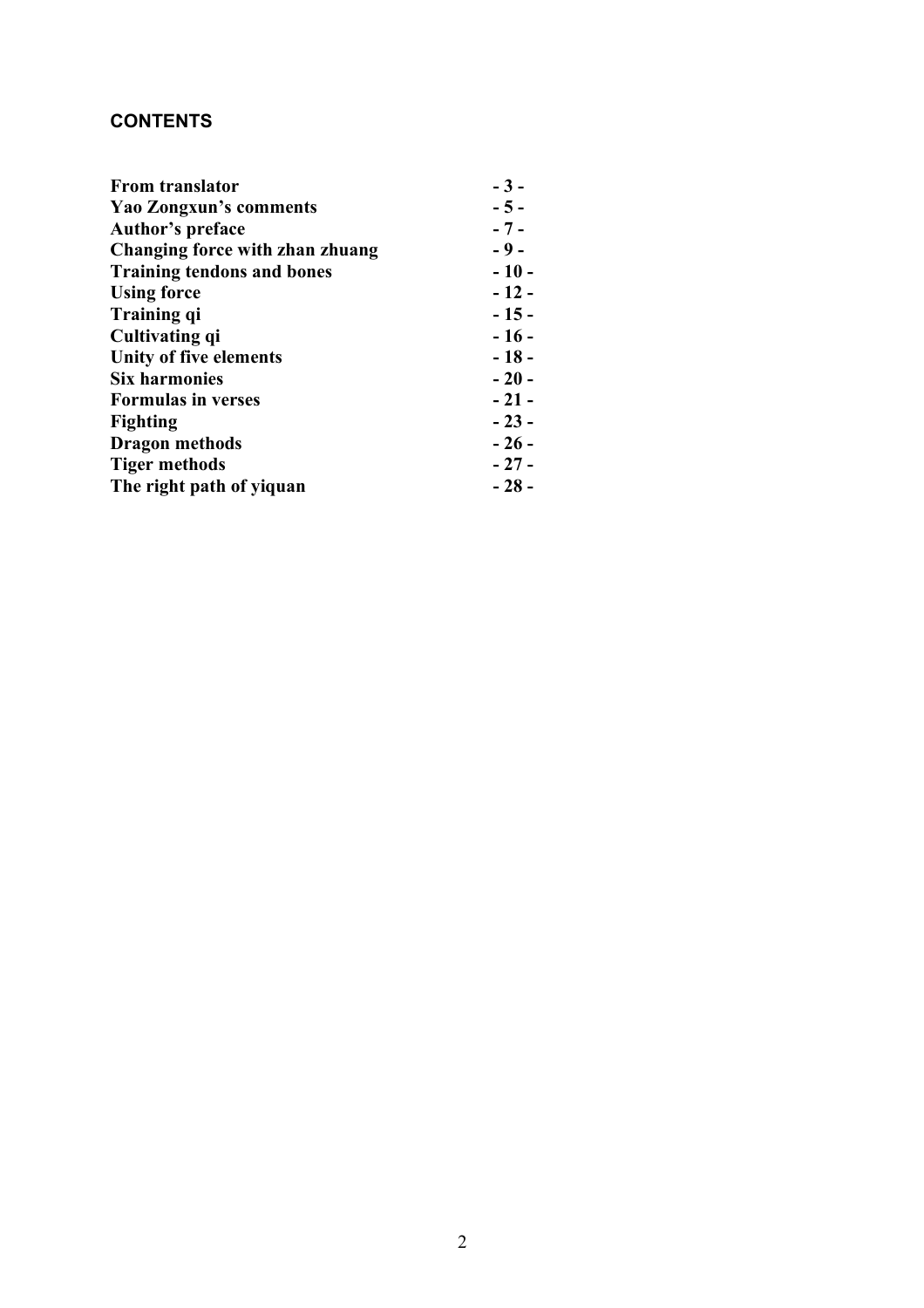## CONTENTS

| | |
|---|---|
| **From translator** | **- 3 -** |
| **Yao Zongxun's comments** | **- 5 -** |
| **Author's preface** | **- 7 -** |
| **Changing force with zhan zhuang** | **- 9 -** |
| **Training tendons and bones** | **- 10 -** |
| **Using force** | **- 12 -** |
| **Training qi** | **- 15 -** |
| **Cultivating qi** | **- 16 -** |
| **Unity of five elements** | **- 18 -** |
| **Six harmonies** | **- 20 -** |
| **Formulas in verses** | **- 21 -** |
| **Fighting** | **- 23 -** |
| **Dragon methods** | **- 26 -** |
| **Tiger methods** | **- 27 -** |
| **The right path of yiquan** | **- 28 -** |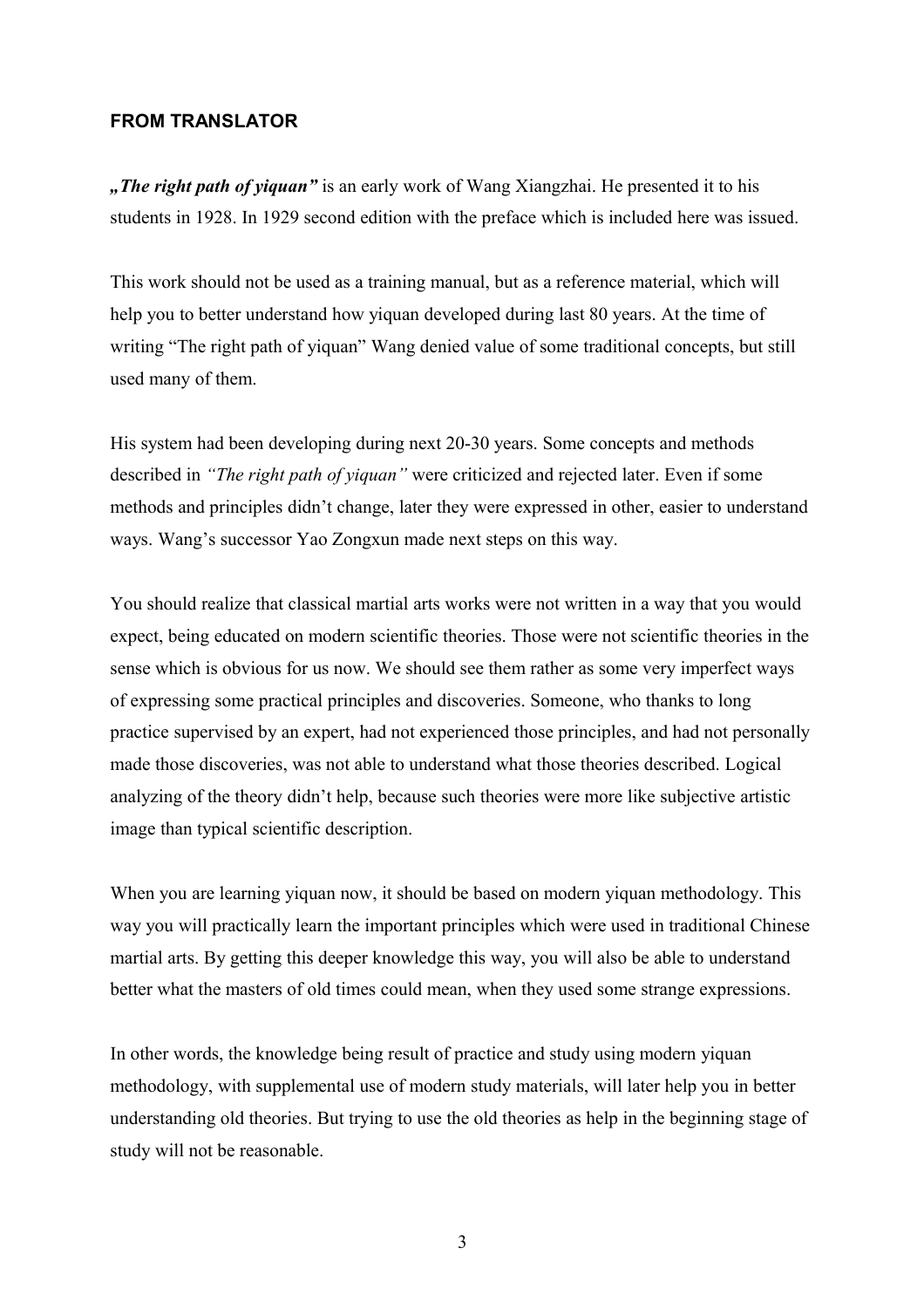### FROM TRANSLATOR

***„The right path of yiquan"*** is an early work of Wang Xiangzhai. He presented it to his students in 1928. In 1929 second edition with the preface which is included here was issued.

This work should not be used as a training manual, but as a reference material, which will help you to better understand how yiquan developed during last 80 years. At the time of writing "The right path of yiquan" Wang denied value of some traditional concepts, but still used many of them.

His system had been developing during next 20-30 years. Some concepts and methods described in *"The right path of yiquan"* were criticized and rejected later. Even if some methods and principles didn't change, later they were expressed in other, easier to understand ways. Wang's successor Yao Zongxun made next steps on this way.

You should realize that classical martial arts works were not written in a way that you would expect, being educated on modern scientific theories. Those were not scientific theories in the sense which is obvious for us now. We should see them rather as some very imperfect ways of expressing some practical principles and discoveries. Someone, who thanks to long practice supervised by an expert, had not experienced those principles, and had not personally made those discoveries, was not able to understand what those theories described. Logical analyzing of the theory didn't help, because such theories were more like subjective artistic image than typical scientific description.

When you are learning yiquan now, it should be based on modern yiquan methodology. This way you will practically learn the important principles which were used in traditional Chinese martial arts. By getting this deeper knowledge this way, you will also be able to understand better what the masters of old times could mean, when they used some strange expressions.

In other words, the knowledge being result of practice and study using modern yiquan methodology, with supplemental use of modern study materials, will later help you in better understanding old theories. But trying to use the old theories as help in the beginning stage of study will not be reasonable.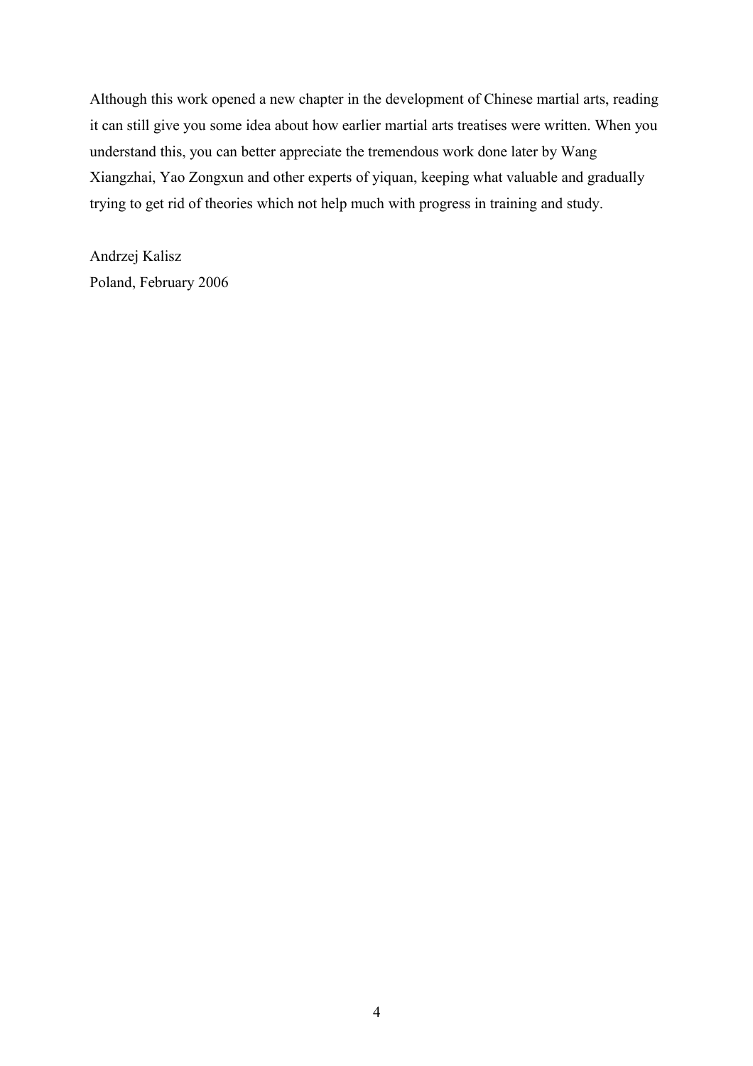Although this work opened a new chapter in the development of Chinese martial arts, reading it can still give you some idea about how earlier martial arts treatises were written. When you understand this, you can better appreciate the tremendous work done later by Wang Xiangzhai, Yao Zongxun and other experts of yiquan, keeping what valuable and gradually trying to get rid of theories which not help much with progress in training and study.

Andrzej Kalisz  
Poland, February 2006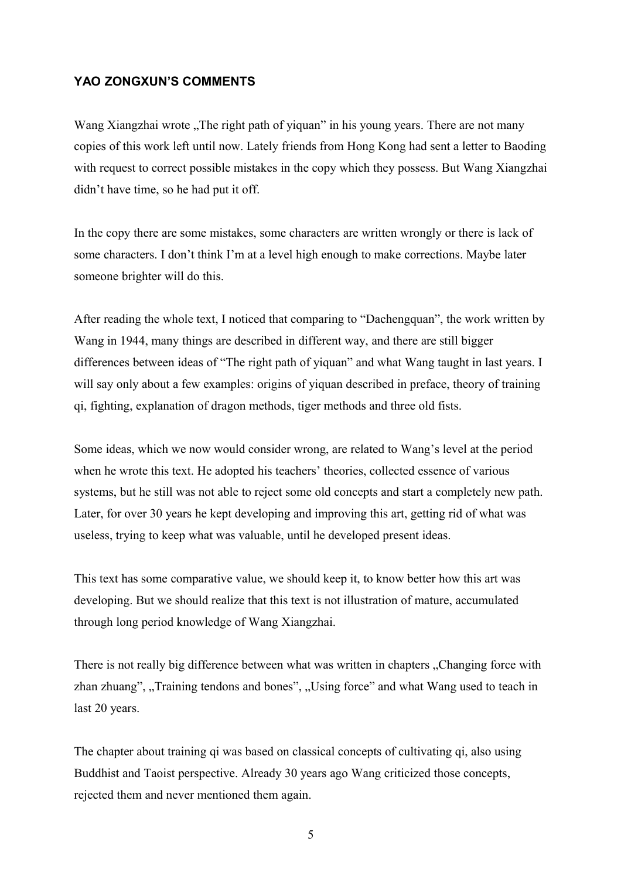## YAO ZONGXUN'S COMMENTS

Wang Xiangzhai wrote „The right path of yiquan" in his young years. There are not many copies of this work left until now. Lately friends from Hong Kong had sent a letter to Baoding with request to correct possible mistakes in the copy which they possess. But Wang Xiangzhai didn't have time, so he had put it off.

In the copy there are some mistakes, some characters are written wrongly or there is lack of some characters. I don't think I'm at a level high enough to make corrections. Maybe later someone brighter will do this.

After reading the whole text, I noticed that comparing to "Dachengquan", the work written by Wang in 1944, many things are described in different way, and there are still bigger differences between ideas of "The right path of yiquan" and what Wang taught in last years. I will say only about a few examples: origins of yiquan described in preface, theory of training qi, fighting, explanation of dragon methods, tiger methods and three old fists.

Some ideas, which we now would consider wrong, are related to Wang's level at the period when he wrote this text. He adopted his teachers' theories, collected essence of various systems, but he still was not able to reject some old concepts and start a completely new path. Later, for over 30 years he kept developing and improving this art, getting rid of what was useless, trying to keep what was valuable, until he developed present ideas.

This text has some comparative value, we should keep it, to know better how this art was developing. But we should realize that this text is not illustration of mature, accumulated through long period knowledge of Wang Xiangzhai.

There is not really big difference between what was written in chapters „Changing force with zhan zhuang", „Training tendons and bones", „Using force" and what Wang used to teach in last 20 years.

The chapter about training qi was based on classical concepts of cultivating qi, also using Buddhist and Taoist perspective. Already 30 years ago Wang criticized those concepts, rejected them and never mentioned them again.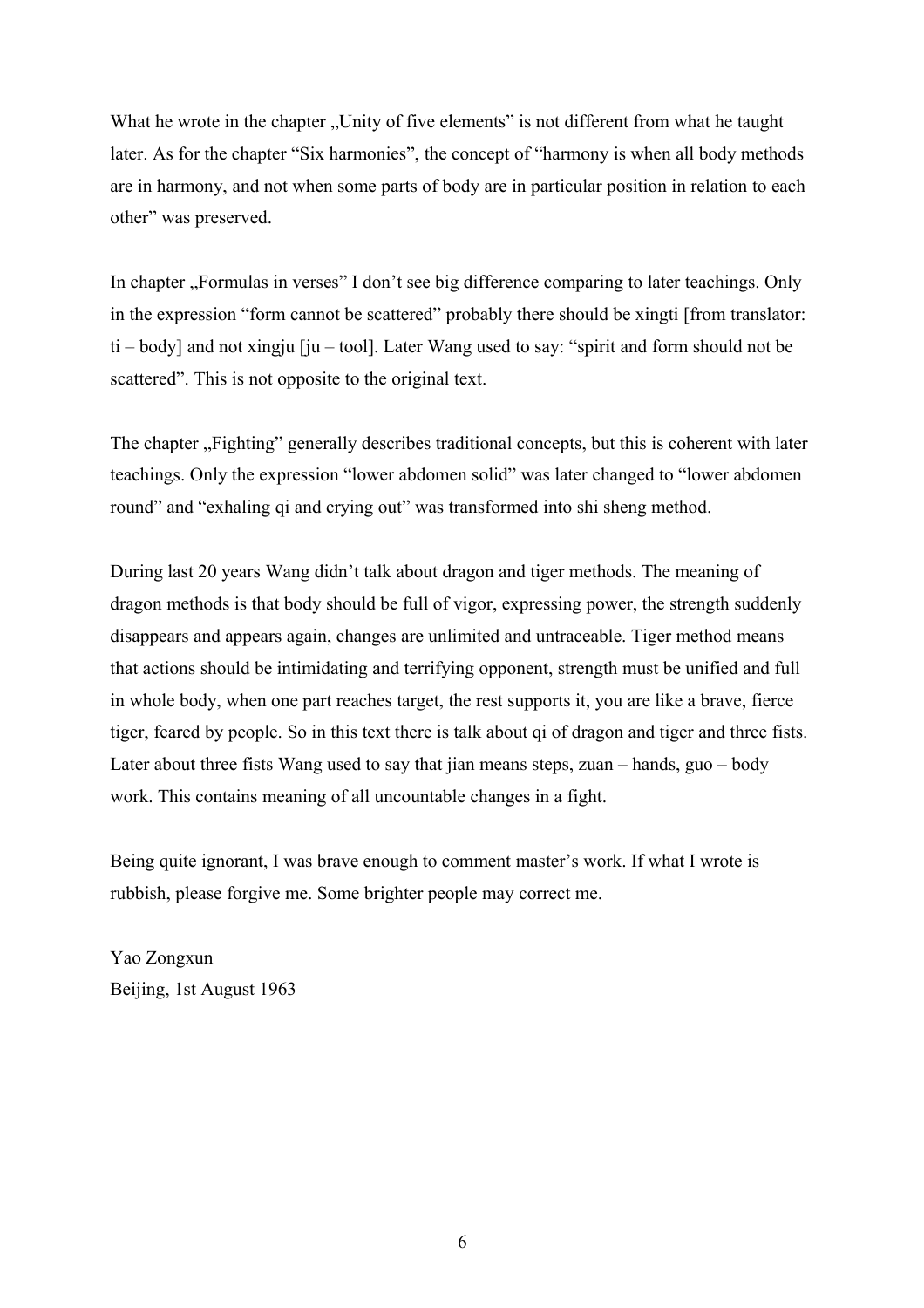What he wrote in the chapter „Unity of five elements" is not different from what he taught later. As for the chapter "Six harmonies", the concept of "harmony is when all body methods are in harmony, and not when some parts of body are in particular position in relation to each other" was preserved.

In chapter „Formulas in verses" I don't see big difference comparing to later teachings. Only in the expression "form cannot be scattered" probably there should be xingti [from translator: ti – body] and not xingju [ju – tool]. Later Wang used to say: "spirit and form should not be scattered". This is not opposite to the original text.

The chapter „Fighting" generally describes traditional concepts, but this is coherent with later teachings. Only the expression "lower abdomen solid" was later changed to "lower abdomen round" and "exhaling qi and crying out" was transformed into shi sheng method.

During last 20 years Wang didn't talk about dragon and tiger methods. The meaning of dragon methods is that body should be full of vigor, expressing power, the strength suddenly disappears and appears again, changes are unlimited and untraceable. Tiger method means that actions should be intimidating and terrifying opponent, strength must be unified and full in whole body, when one part reaches target, the rest supports it, you are like a brave, fierce tiger, feared by people. So in this text there is talk about qi of dragon and tiger and three fists. Later about three fists Wang used to say that jian means steps, zuan – hands, guo – body work. This contains meaning of all uncountable changes in a fight.

Being quite ignorant, I was brave enough to comment master's work. If what I wrote is rubbish, please forgive me. Some brighter people may correct me.

Yao Zongxun
Beijing, 1st August 1963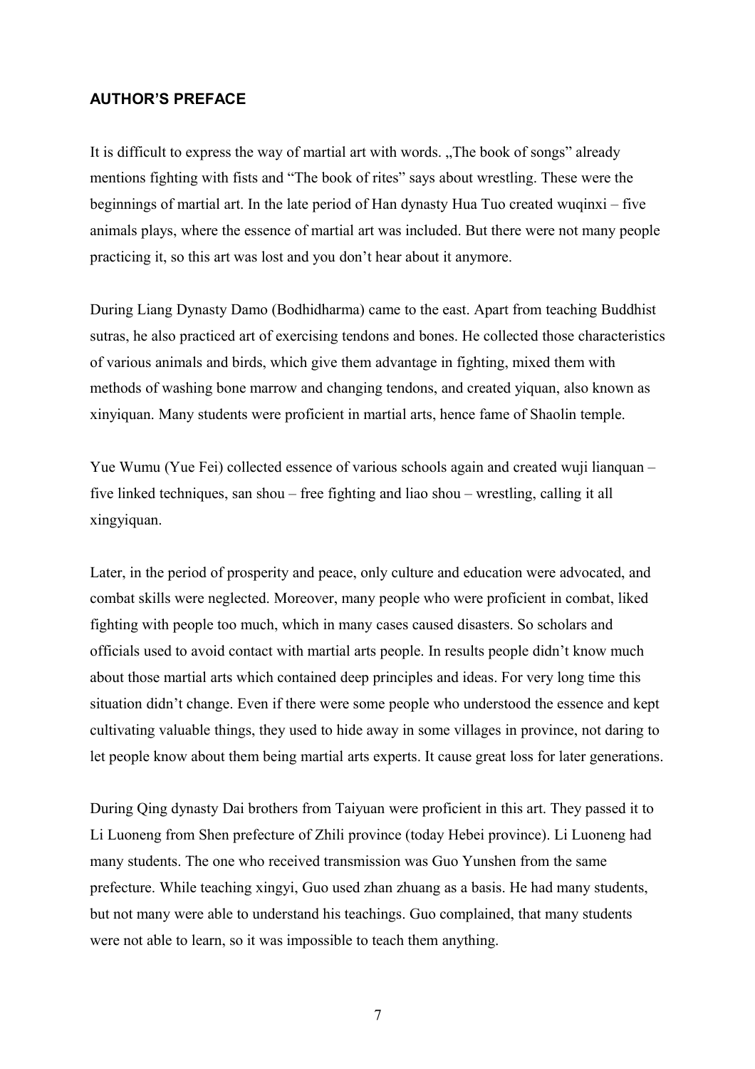### AUTHOR'S PREFACE

It is difficult to express the way of martial art with words. „The book of songs" already mentions fighting with fists and "The book of rites" says about wrestling. These were the beginnings of martial art. In the late period of Han dynasty Hua Tuo created wuqinxi – five animals plays, where the essence of martial art was included. But there were not many people practicing it, so this art was lost and you don't hear about it anymore.

During Liang Dynasty Damo (Bodhidharma) came to the east. Apart from teaching Buddhist sutras, he also practiced art of exercising tendons and bones. He collected those characteristics of various animals and birds, which give them advantage in fighting, mixed them with methods of washing bone marrow and changing tendons, and created yiquan, also known as xinyiquan. Many students were proficient in martial arts, hence fame of Shaolin temple.

Yue Wumu (Yue Fei) collected essence of various schools again and created wuji lianquan – five linked techniques, san shou – free fighting and liao shou – wrestling, calling it all xingyiquan.

Later, in the period of prosperity and peace, only culture and education were advocated, and combat skills were neglected. Moreover, many people who were proficient in combat, liked fighting with people too much, which in many cases caused disasters. So scholars and officials used to avoid contact with martial arts people. In results people didn't know much about those martial arts which contained deep principles and ideas. For very long time this situation didn't change. Even if there were some people who understood the essence and kept cultivating valuable things, they used to hide away in some villages in province, not daring to let people know about them being martial arts experts. It cause great loss for later generations.

During Qing dynasty Dai brothers from Taiyuan were proficient in this art. They passed it to Li Luoneng from Shen prefecture of Zhili province (today Hebei province). Li Luoneng had many students. The one who received transmission was Guo Yunshen from the same prefecture. While teaching xingyi, Guo used zhan zhuang as a basis. He had many students, but not many were able to understand his teachings. Guo complained, that many students were not able to learn, so it was impossible to teach them anything.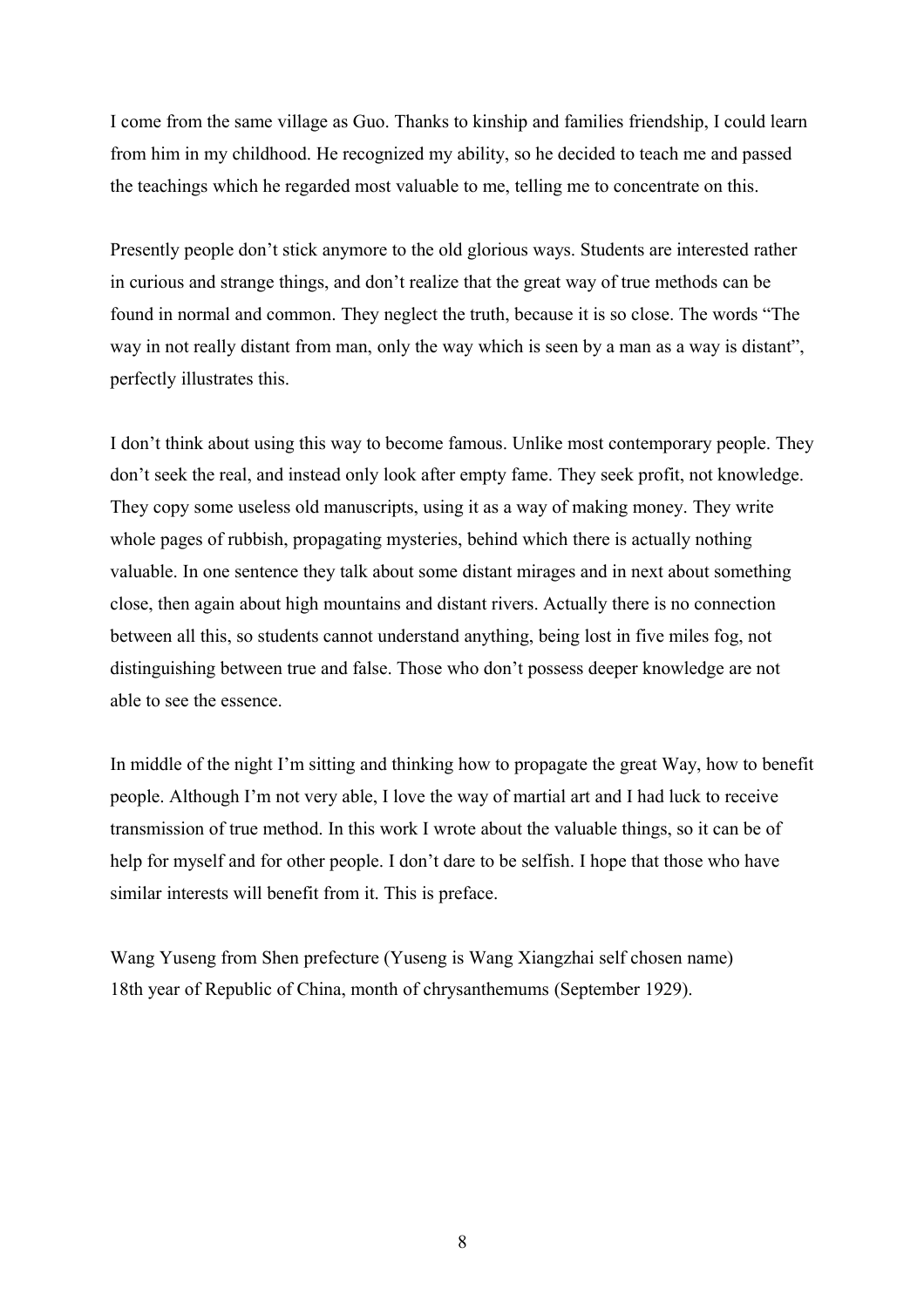I come from the same village as Guo. Thanks to kinship and families friendship, I could learn from him in my childhood. He recognized my ability, so he decided to teach me and passed the teachings which he regarded most valuable to me, telling me to concentrate on this.

Presently people don't stick anymore to the old glorious ways. Students are interested rather in curious and strange things, and don't realize that the great way of true methods can be found in normal and common. They neglect the truth, because it is so close. The words "The way in not really distant from man, only the way which is seen by a man as a way is distant", perfectly illustrates this.

I don't think about using this way to become famous. Unlike most contemporary people. They don't seek the real, and instead only look after empty fame. They seek profit, not knowledge. They copy some useless old manuscripts, using it as a way of making money. They write whole pages of rubbish, propagating mysteries, behind which there is actually nothing valuable. In one sentence they talk about some distant mirages and in next about something close, then again about high mountains and distant rivers. Actually there is no connection between all this, so students cannot understand anything, being lost in five miles fog, not distinguishing between true and false. Those who don't possess deeper knowledge are not able to see the essence.

In middle of the night I'm sitting and thinking how to propagate the great Way, how to benefit people. Although I'm not very able, I love the way of martial art and I had luck to receive transmission of true method. In this work I wrote about the valuable things, so it can be of help for myself and for other people. I don't dare to be selfish. I hope that those who have similar interests will benefit from it. This is preface.

Wang Yuseng from Shen prefecture (Yuseng is Wang Xiangzhai self chosen name)
18th year of Republic of China, month of chrysanthemums (September 1929).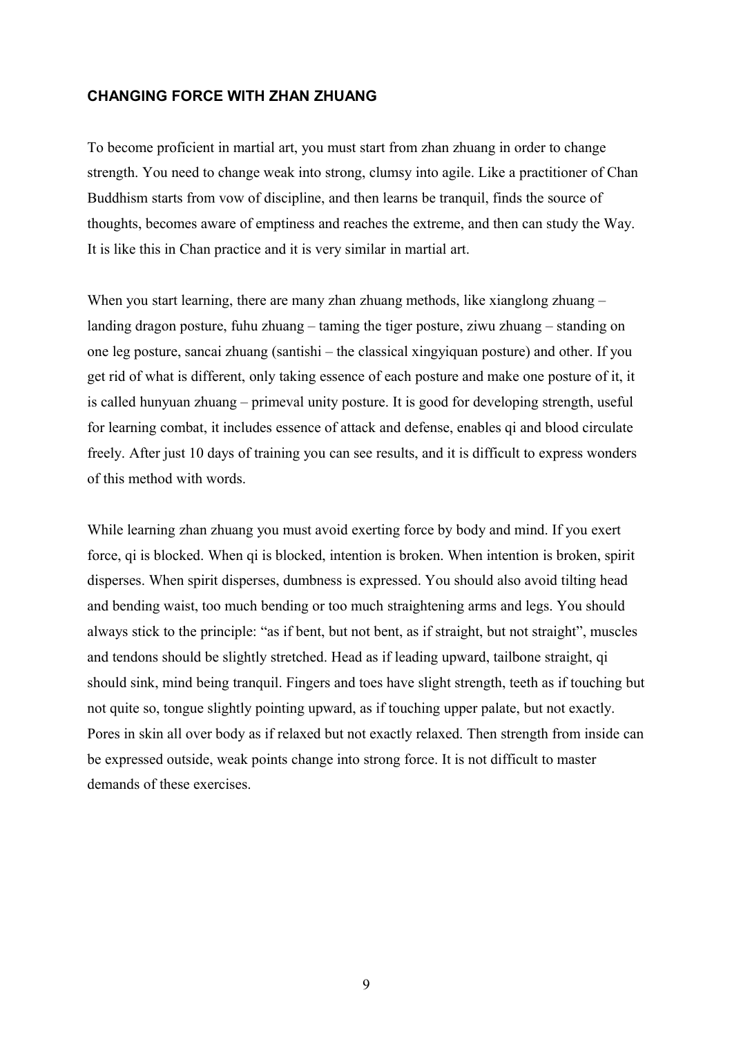## CHANGING FORCE WITH ZHAN ZHUANG

To become proficient in martial art, you must start from zhan zhuang in order to change strength. You need to change weak into strong, clumsy into agile. Like a practitioner of Chan Buddhism starts from vow of discipline, and then learns be tranquil, finds the source of thoughts, becomes aware of emptiness and reaches the extreme, and then can study the Way. It is like this in Chan practice and it is very similar in martial art.

When you start learning, there are many zhan zhuang methods, like xianglong zhuang – landing dragon posture, fuhu zhuang – taming the tiger posture, ziwu zhuang – standing on one leg posture, sancai zhuang (santishi – the classical xingyiquan posture) and other. If you get rid of what is different, only taking essence of each posture and make one posture of it, it is called hunyuan zhuang – primeval unity posture. It is good for developing strength, useful for learning combat, it includes essence of attack and defense, enables qi and blood circulate freely. After just 10 days of training you can see results, and it is difficult to express wonders of this method with words.

While learning zhan zhuang you must avoid exerting force by body and mind. If you exert force, qi is blocked. When qi is blocked, intention is broken. When intention is broken, spirit disperses. When spirit disperses, dumbness is expressed. You should also avoid tilting head and bending waist, too much bending or too much straightening arms and legs. You should always stick to the principle: "as if bent, but not bent, as if straight, but not straight", muscles and tendons should be slightly stretched. Head as if leading upward, tailbone straight, qi should sink, mind being tranquil. Fingers and toes have slight strength, teeth as if touching but not quite so, tongue slightly pointing upward, as if touching upper palate, but not exactly. Pores in skin all over body as if relaxed but not exactly relaxed. Then strength from inside can be expressed outside, weak points change into strong force. It is not difficult to master demands of these exercises.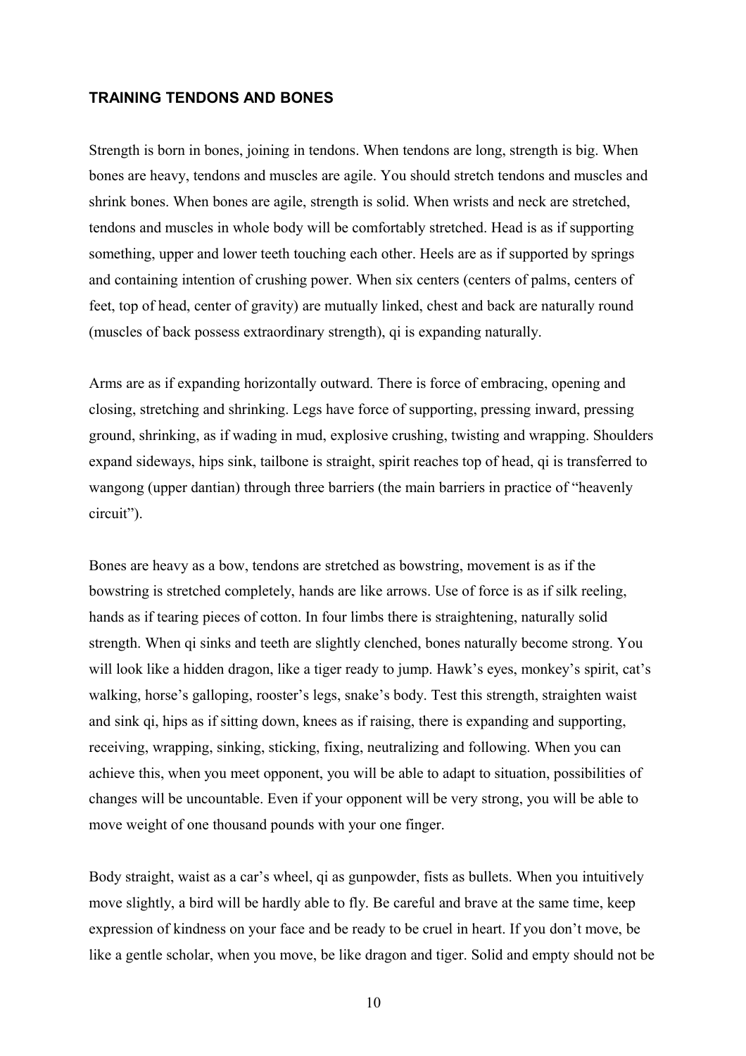## TRAINING TENDONS AND BONES

Strength is born in bones, joining in tendons. When tendons are long, strength is big. When bones are heavy, tendons and muscles are agile. You should stretch tendons and muscles and shrink bones. When bones are agile, strength is solid. When wrists and neck are stretched, tendons and muscles in whole body will be comfortably stretched. Head is as if supporting something, upper and lower teeth touching each other. Heels are as if supported by springs and containing intention of crushing power. When six centers (centers of palms, centers of feet, top of head, center of gravity) are mutually linked, chest and back are naturally round (muscles of back possess extraordinary strength), qi is expanding naturally.

Arms are as if expanding horizontally outward. There is force of embracing, opening and closing, stretching and shrinking. Legs have force of supporting, pressing inward, pressing ground, shrinking, as if wading in mud, explosive crushing, twisting and wrapping. Shoulders expand sideways, hips sink, tailbone is straight, spirit reaches top of head, qi is transferred to wangong (upper dantian) through three barriers (the main barriers in practice of "heavenly circuit").

Bones are heavy as a bow, tendons are stretched as bowstring, movement is as if the bowstring is stretched completely, hands are like arrows. Use of force is as if silk reeling, hands as if tearing pieces of cotton. In four limbs there is straightening, naturally solid strength. When qi sinks and teeth are slightly clenched, bones naturally become strong. You will look like a hidden dragon, like a tiger ready to jump. Hawk's eyes, monkey's spirit, cat's walking, horse's galloping, rooster's legs, snake's body. Test this strength, straighten waist and sink qi, hips as if sitting down, knees as if raising, there is expanding and supporting, receiving, wrapping, sinking, sticking, fixing, neutralizing and following. When you can achieve this, when you meet opponent, you will be able to adapt to situation, possibilities of changes will be uncountable. Even if your opponent will be very strong, you will be able to move weight of one thousand pounds with your one finger.

Body straight, waist as a car's wheel, qi as gunpowder, fists as bullets. When you intuitively move slightly, a bird will be hardly able to fly. Be careful and brave at the same time, keep expression of kindness on your face and be ready to be cruel in heart. If you don't move, be like a gentle scholar, when you move, be like dragon and tiger. Solid and empty should not be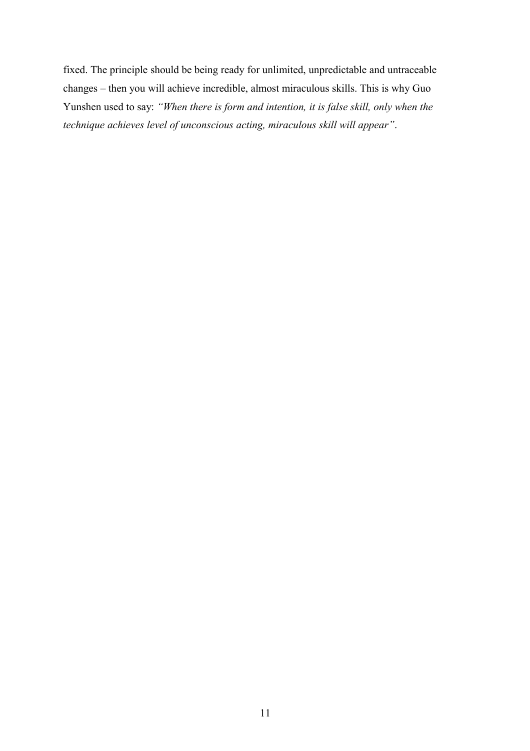fixed. The principle should be being ready for unlimited, unpredictable and untraceable changes – then you will achieve incredible, almost miraculous skills. This is why Guo Yunshen used to say: *"When there is form and intention, it is false skill, only when the technique achieves level of unconscious acting, miraculous skill will appear"*.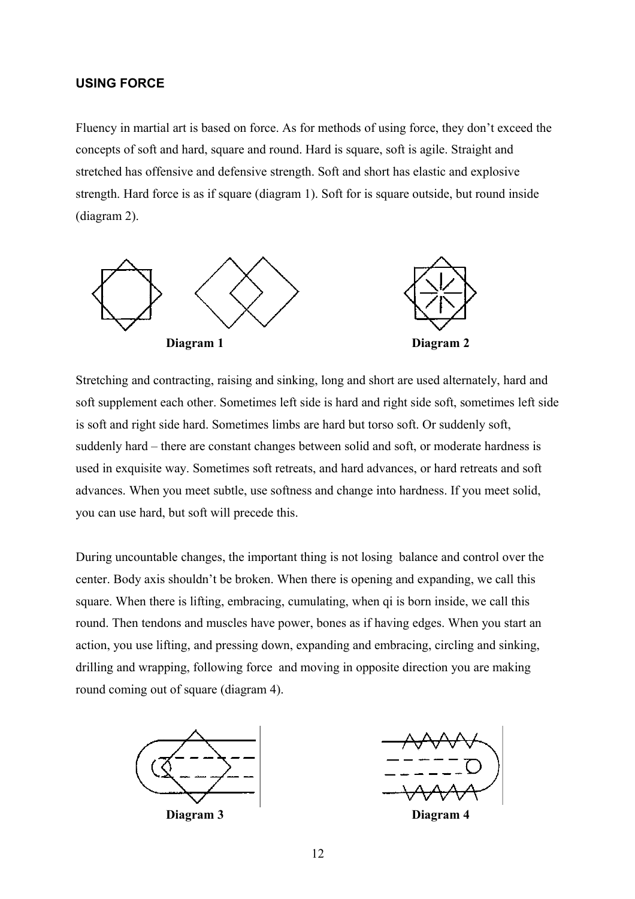**USING FORCE**

Fluency in martial art is based on force. As for methods of using force, they don't exceed the concepts of soft and hard, square and round. Hard is square, soft is agile. Straight and stretched has offensive and defensive strength. Soft and short has elastic and explosive strength. Hard force is as if square (diagram 1). Soft for is square outside, but round inside (diagram 2).

**Diagram 1** **Diagram 2**

Stretching and contracting, raising and sinking, long and short are used alternately, hard and soft supplement each other. Sometimes left side is hard and right side soft, sometimes left side is soft and right side hard. Sometimes limbs are hard but torso soft. Or suddenly soft, suddenly hard – there are constant changes between solid and soft, or moderate hardness is used in exquisite way. Sometimes soft retreats, and hard advances, or hard retreats and soft advances. When you meet subtle, use softness and change into hardness. If you meet solid, you can use hard, but soft will precede this.

During uncountable changes, the important thing is not losing balance and control over the center. Body axis shouldn't be broken. When there is opening and expanding, we call this square. When there is lifting, embracing, cumulating, when qi is born inside, we call this round. Then tendons and muscles have power, bones as if having edges. When you start an action, you use lifting, and pressing down, expanding and embracing, circling and sinking, drilling and wrapping, following force and moving in opposite direction you are making round coming out of square (diagram 4).

**Diagram 3** **Diagram 4**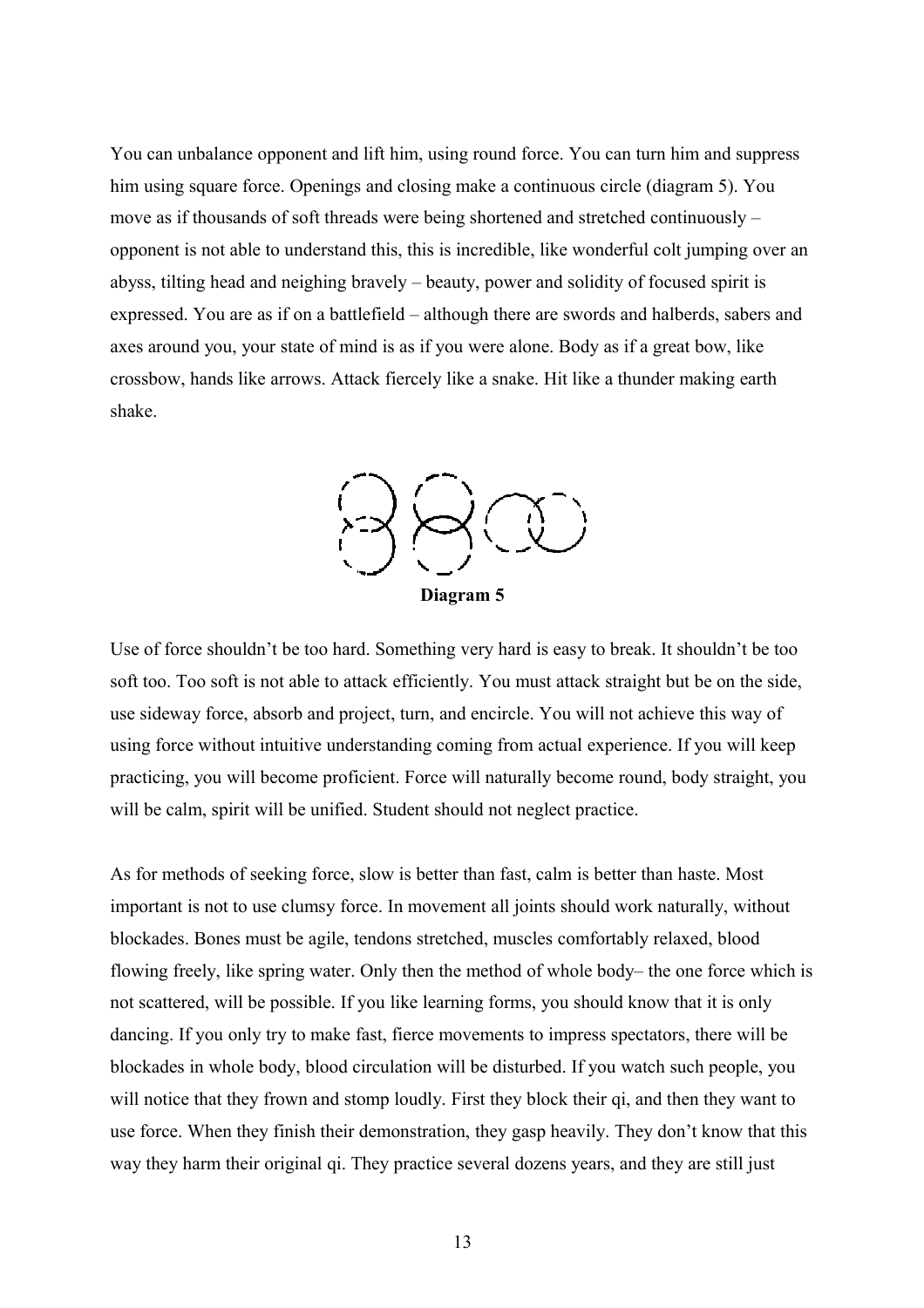You can unbalance opponent and lift him, using round force. You can turn him and suppress him using square force. Openings and closing make a continuous circle (diagram 5). You move as if thousands of soft threads were being shortened and stretched continuously – opponent is not able to understand this, this is incredible, like wonderful colt jumping over an abyss, tilting head and neighing bravely – beauty, power and solidity of focused spirit is expressed. You are as if on a battlefield – although there are swords and halberds, sabers and axes around you, your state of mind is as if you were alone. Body as if a great bow, like crossbow, hands like arrows. Attack fiercely like a snake. Hit like a thunder making earth shake.

**Diagram 5**

Use of force shouldn't be too hard. Something very hard is easy to break. It shouldn't be too soft too. Too soft is not able to attack efficiently. You must attack straight but be on the side, use sideway force, absorb and project, turn, and encircle. You will not achieve this way of using force without intuitive understanding coming from actual experience. If you will keep practicing, you will become proficient. Force will naturally become round, body straight, you will be calm, spirit will be unified. Student should not neglect practice.

As for methods of seeking force, slow is better than fast, calm is better than haste. Most important is not to use clumsy force. In movement all joints should work naturally, without blockades. Bones must be agile, tendons stretched, muscles comfortably relaxed, blood flowing freely, like spring water. Only then the method of whole body– the one force which is not scattered, will be possible. If you like learning forms, you should know that it is only dancing. If you only try to make fast, fierce movements to impress spectators, there will be blockades in whole body, blood circulation will be disturbed. If you watch such people, you will notice that they frown and stomp loudly. First they block their qi, and then they want to use force. When they finish their demonstration, they gasp heavily. They don't know that this way they harm their original qi. They practice several dozens years, and they are still just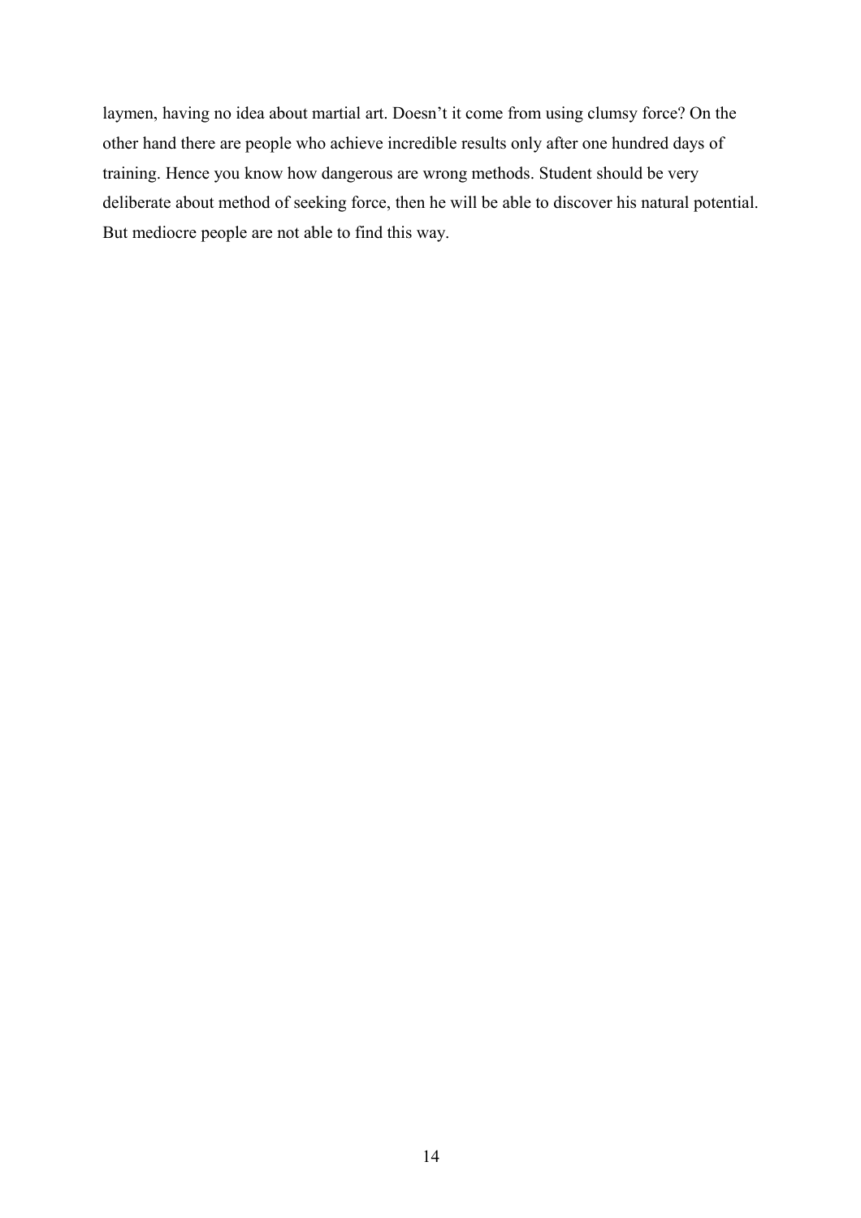laymen, having no idea about martial art. Doesn't it come from using clumsy force? On the other hand there are people who achieve incredible results only after one hundred days of training. Hence you know how dangerous are wrong methods. Student should be very deliberate about method of seeking force, then he will be able to discover his natural potential. But mediocre people are not able to find this way.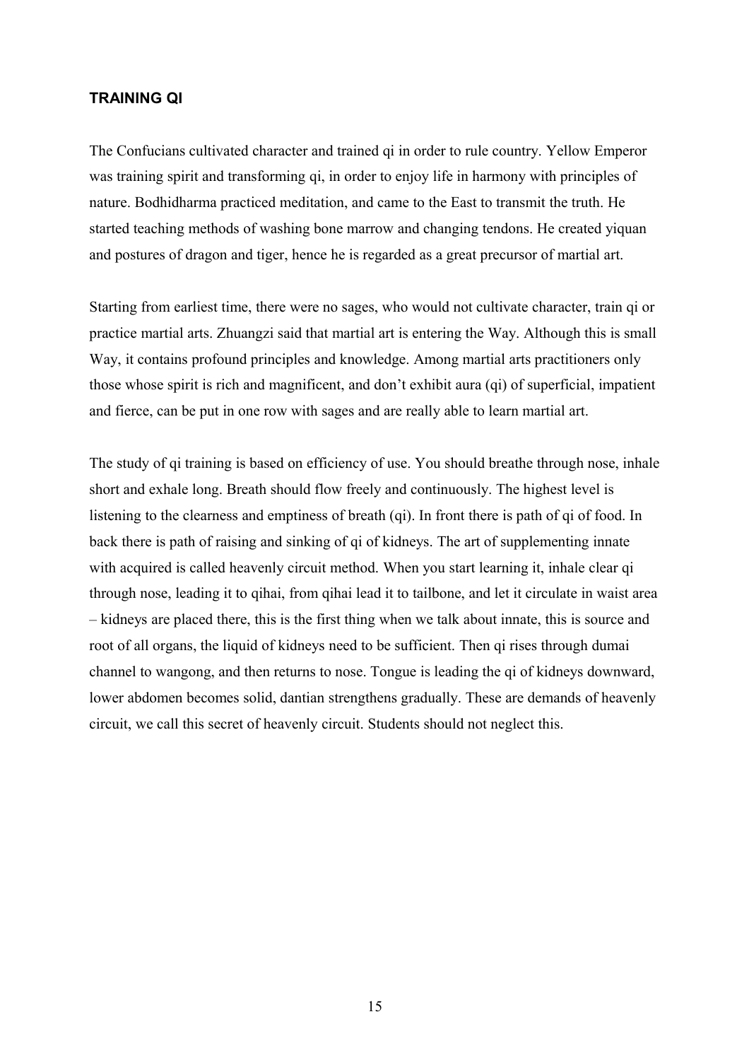## TRAINING QI

The Confucians cultivated character and trained qi in order to rule country. Yellow Emperor was training spirit and transforming qi, in order to enjoy life in harmony with principles of nature. Bodhidharma practiced meditation, and came to the East to transmit the truth. He started teaching methods of washing bone marrow and changing tendons. He created yiquan and postures of dragon and tiger, hence he is regarded as a great precursor of martial art.

Starting from earliest time, there were no sages, who would not cultivate character, train qi or practice martial arts. Zhuangzi said that martial art is entering the Way. Although this is small Way, it contains profound principles and knowledge. Among martial arts practitioners only those whose spirit is rich and magnificent, and don't exhibit aura (qi) of superficial, impatient and fierce, can be put in one row with sages and are really able to learn martial art.

The study of qi training is based on efficiency of use. You should breathe through nose, inhale short and exhale long. Breath should flow freely and continuously. The highest level is listening to the clearness and emptiness of breath (qi). In front there is path of qi of food. In back there is path of raising and sinking of qi of kidneys. The art of supplementing innate with acquired is called heavenly circuit method. When you start learning it, inhale clear qi through nose, leading it to qihai, from qihai lead it to tailbone, and let it circulate in waist area – kidneys are placed there, this is the first thing when we talk about innate, this is source and root of all organs, the liquid of kidneys need to be sufficient. Then qi rises through dumai channel to wangong, and then returns to nose. Tongue is leading the qi of kidneys downward, lower abdomen becomes solid, dantian strengthens gradually. These are demands of heavenly circuit, we call this secret of heavenly circuit. Students should not neglect this.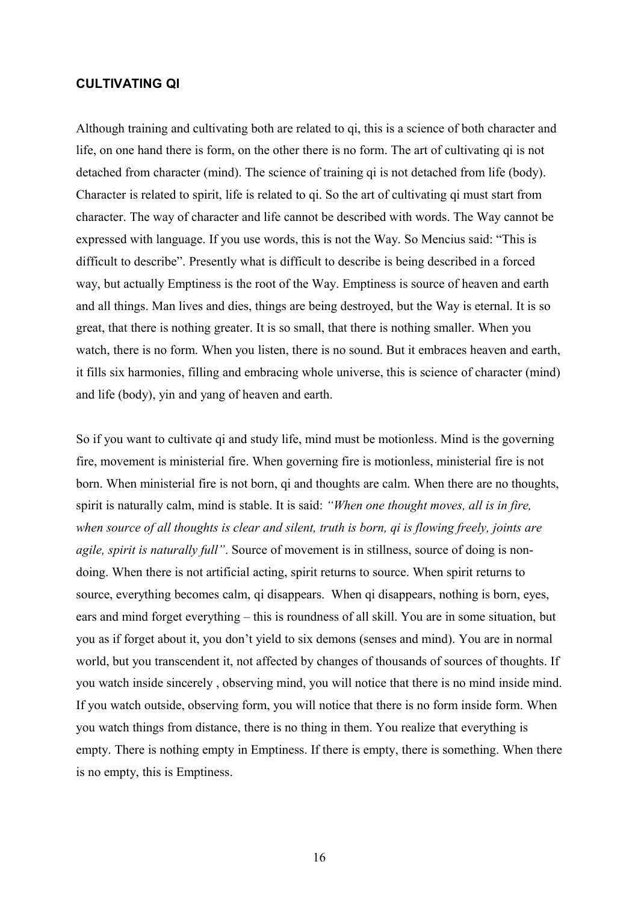## CULTIVATING QI

Although training and cultivating both are related to qi, this is a science of both character and life, on one hand there is form, on the other there is no form. The art of cultivating qi is not detached from character (mind). The science of training qi is not detached from life (body). Character is related to spirit, life is related to qi. So the art of cultivating qi must start from character. The way of character and life cannot be described with words. The Way cannot be expressed with language. If you use words, this is not the Way. So Mencius said: "This is difficult to describe". Presently what is difficult to describe is being described in a forced way, but actually Emptiness is the root of the Way. Emptiness is source of heaven and earth and all things. Man lives and dies, things are being destroyed, but the Way is eternal. It is so great, that there is nothing greater. It is so small, that there is nothing smaller. When you watch, there is no form. When you listen, there is no sound. But it embraces heaven and earth, it fills six harmonies, filling and embracing whole universe, this is science of character (mind) and life (body), yin and yang of heaven and earth.

So if you want to cultivate qi and study life, mind must be motionless. Mind is the governing fire, movement is ministerial fire. When governing fire is motionless, ministerial fire is not born. When ministerial fire is not born, qi and thoughts are calm. When there are no thoughts, spirit is naturally calm, mind is stable. It is said: *"When one thought moves, all is in fire, when source of all thoughts is clear and silent, truth is born, qi is flowing freely, joints are agile, spirit is naturally full"*. Source of movement is in stillness, source of doing is non-doing. When there is not artificial acting, spirit returns to source. When spirit returns to source, everything becomes calm, qi disappears. When qi disappears, nothing is born, eyes, ears and mind forget everything – this is roundness of all skill. You are in some situation, but you as if forget about it, you don't yield to six demons (senses and mind). You are in normal world, but you transcendent it, not affected by changes of thousands of sources of thoughts. If you watch inside sincerely , observing mind, you will notice that there is no mind inside mind. If you watch outside, observing form, you will notice that there is no form inside form. When you watch things from distance, there is no thing in them. You realize that everything is empty. There is nothing empty in Emptiness. If there is empty, there is something. When there is no empty, this is Emptiness.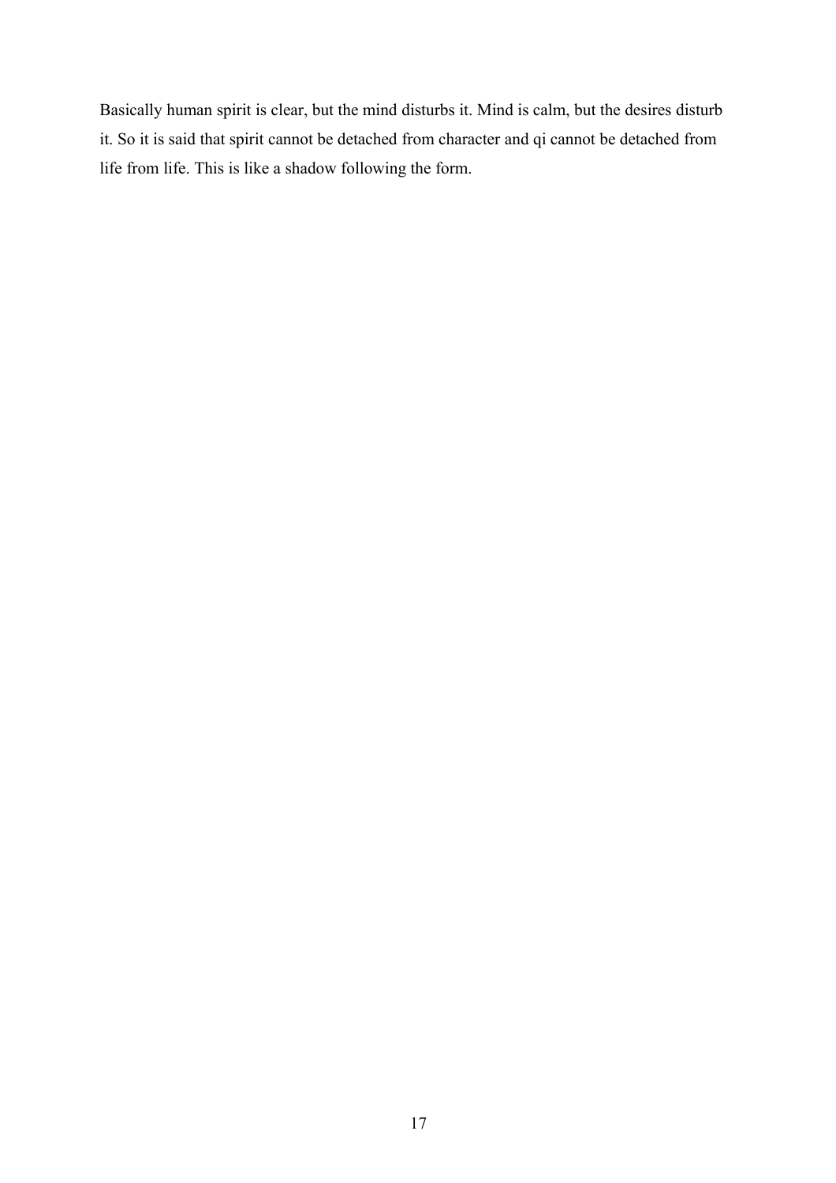Basically human spirit is clear, but the mind disturbs it. Mind is calm, but the desires disturb it. So it is said that spirit cannot be detached from character and qi cannot be detached from life from life. This is like a shadow following the form.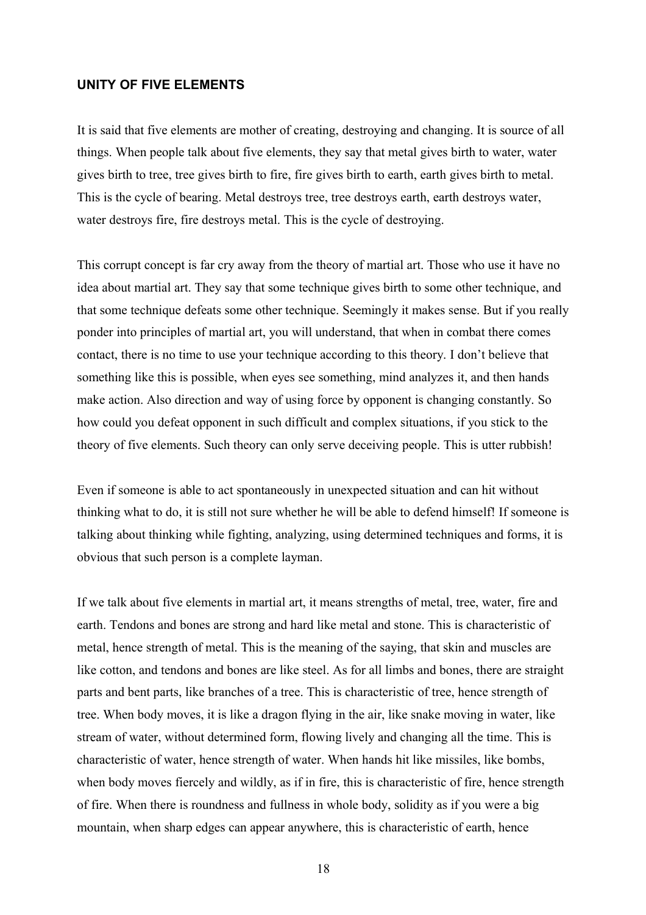**UNITY OF FIVE ELEMENTS**

It is said that five elements are mother of creating, destroying and changing. It is source of all things. When people talk about five elements, they say that metal gives birth to water, water gives birth to tree, tree gives birth to fire, fire gives birth to earth, earth gives birth to metal. This is the cycle of bearing. Metal destroys tree, tree destroys earth, earth destroys water, water destroys fire, fire destroys metal. This is the cycle of destroying.

This corrupt concept is far cry away from the theory of martial art. Those who use it have no idea about martial art. They say that some technique gives birth to some other technique, and that some technique defeats some other technique. Seemingly it makes sense. But if you really ponder into principles of martial art, you will understand, that when in combat there comes contact, there is no time to use your technique according to this theory. I don't believe that something like this is possible, when eyes see something, mind analyzes it, and then hands make action. Also direction and way of using force by opponent is changing constantly. So how could you defeat opponent in such difficult and complex situations, if you stick to the theory of five elements. Such theory can only serve deceiving people. This is utter rubbish!

Even if someone is able to act spontaneously in unexpected situation and can hit without thinking what to do, it is still not sure whether he will be able to defend himself! If someone is talking about thinking while fighting, analyzing, using determined techniques and forms, it is obvious that such person is a complete layman.

If we talk about five elements in martial art, it means strengths of metal, tree, water, fire and earth. Tendons and bones are strong and hard like metal and stone. This is characteristic of metal, hence strength of metal. This is the meaning of the saying, that skin and muscles are like cotton, and tendons and bones are like steel. As for all limbs and bones, there are straight parts and bent parts, like branches of a tree. This is characteristic of tree, hence strength of tree. When body moves, it is like a dragon flying in the air, like snake moving in water, like stream of water, without determined form, flowing lively and changing all the time. This is characteristic of water, hence strength of water. When hands hit like missiles, like bombs, when body moves fiercely and wildly, as if in fire, this is characteristic of fire, hence strength of fire. When there is roundness and fullness in whole body, solidity as if you were a big mountain, when sharp edges can appear anywhere, this is characteristic of earth, hence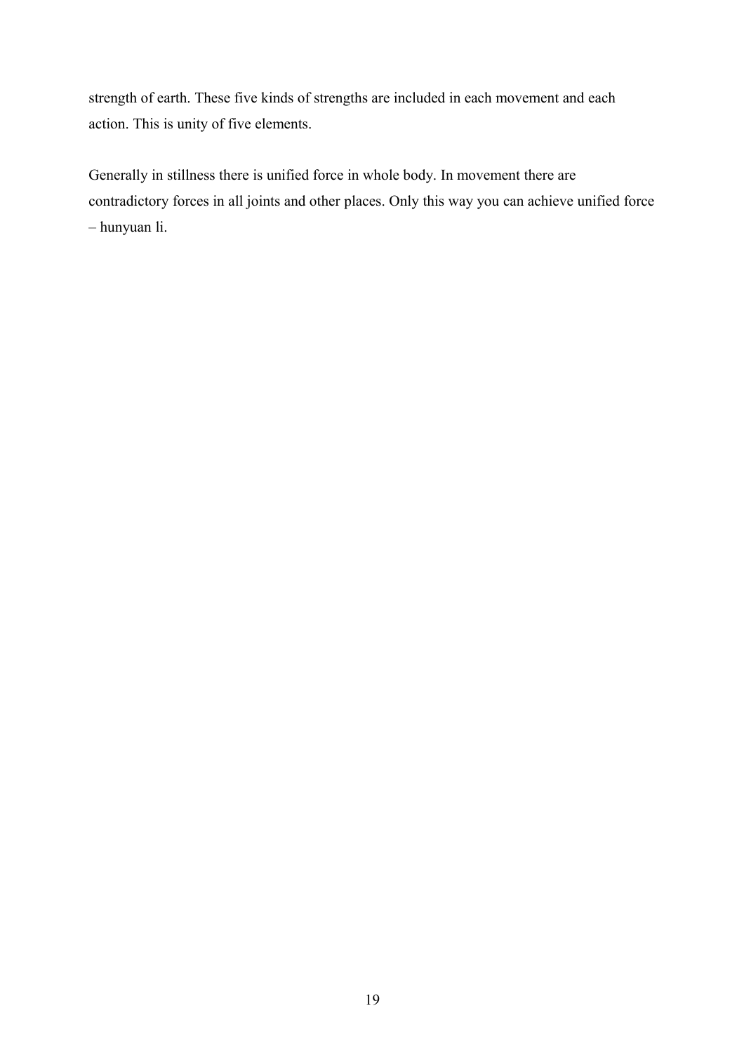strength of earth. These five kinds of strengths are included in each movement and each action. This is unity of five elements.

Generally in stillness there is unified force in whole body. In movement there are contradictory forces in all joints and other places. Only this way you can achieve unified force – hunyuan li.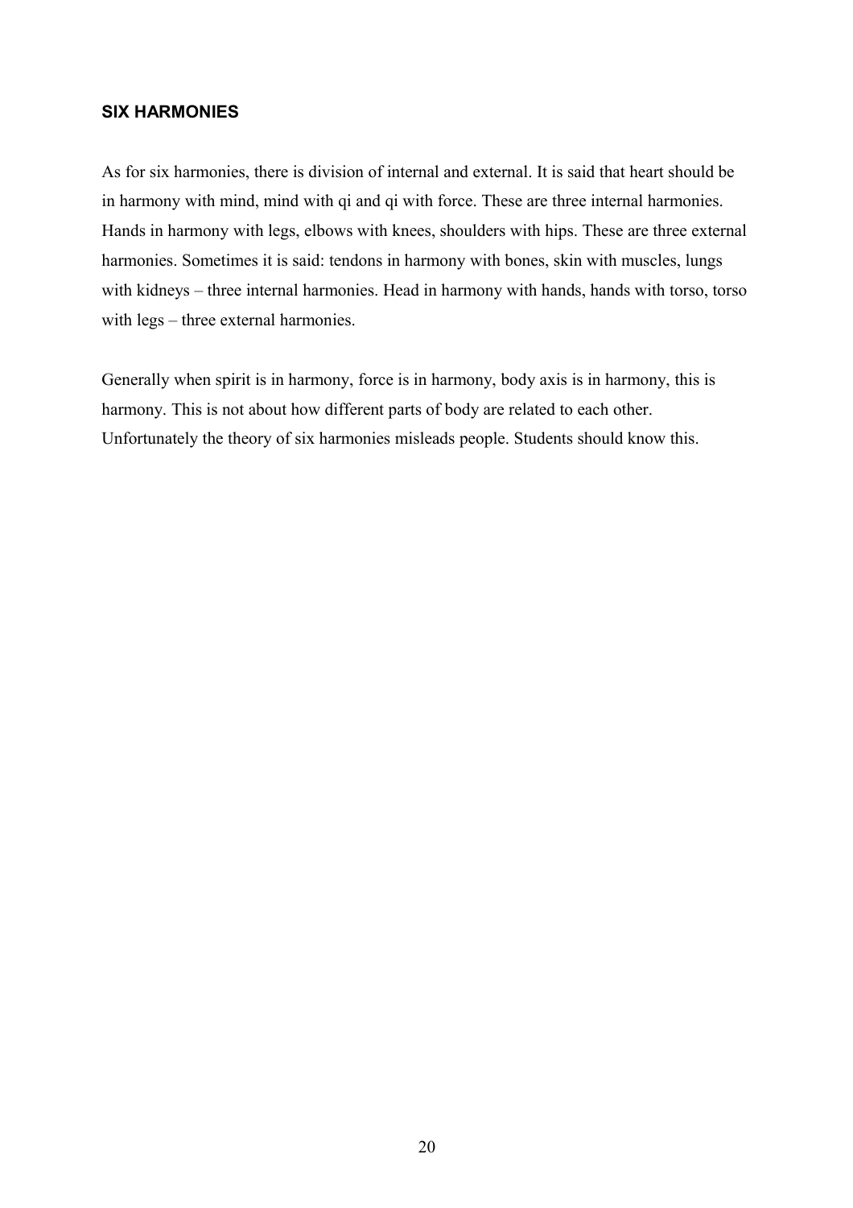## SIX HARMONIES

As for six harmonies, there is division of internal and external. It is said that heart should be in harmony with mind, mind with qi and qi with force. These are three internal harmonies. Hands in harmony with legs, elbows with knees, shoulders with hips. These are three external harmonies. Sometimes it is said: tendons in harmony with bones, skin with muscles, lungs with kidneys – three internal harmonies. Head in harmony with hands, hands with torso, torso with legs – three external harmonies.

Generally when spirit is in harmony, force is in harmony, body axis is in harmony, this is harmony. This is not about how different parts of body are related to each other. Unfortunately the theory of six harmonies misleads people. Students should know this.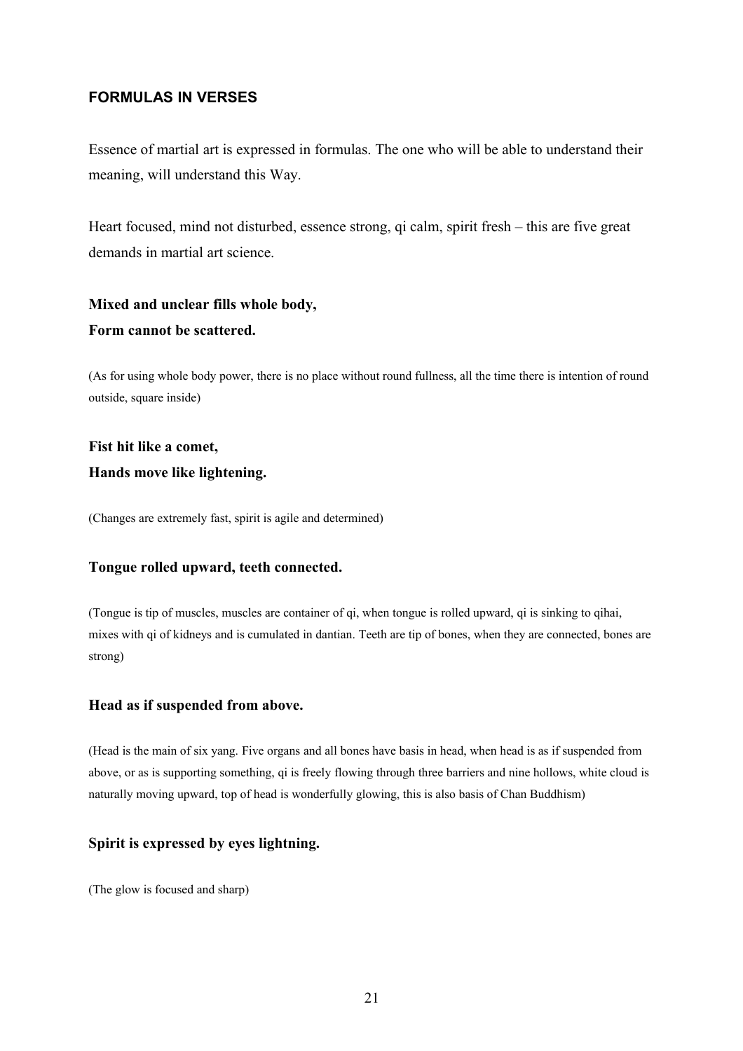## FORMULAS IN VERSES

Essence of martial art is expressed in formulas. The one who will be able to understand their meaning, will understand this Way.

Heart focused, mind not disturbed, essence strong, qi calm, spirit fresh – this are five great demands in martial art science.

**Mixed and unclear fills whole body,**
**Form cannot be scattered.**

(As for using whole body power, there is no place without round fullness, all the time there is intention of round outside, square inside)

**Fist hit like a comet,**
**Hands move like lightening.**

(Changes are extremely fast, spirit is agile and determined)

**Tongue rolled upward, teeth connected.**

(Tongue is tip of muscles, muscles are container of qi, when tongue is rolled upward, qi is sinking to qihai, mixes with qi of kidneys and is cumulated in dantian. Teeth are tip of bones, when they are connected, bones are strong)

**Head as if suspended from above.**

(Head is the main of six yang. Five organs and all bones have basis in head, when head is as if suspended from above, or as is supporting something, qi is freely flowing through three barriers and nine hollows, white cloud is naturally moving upward, top of head is wonderfully glowing, this is also basis of Chan Buddhism)

**Spirit is expressed by eyes lightning.**

(The glow is focused and sharp)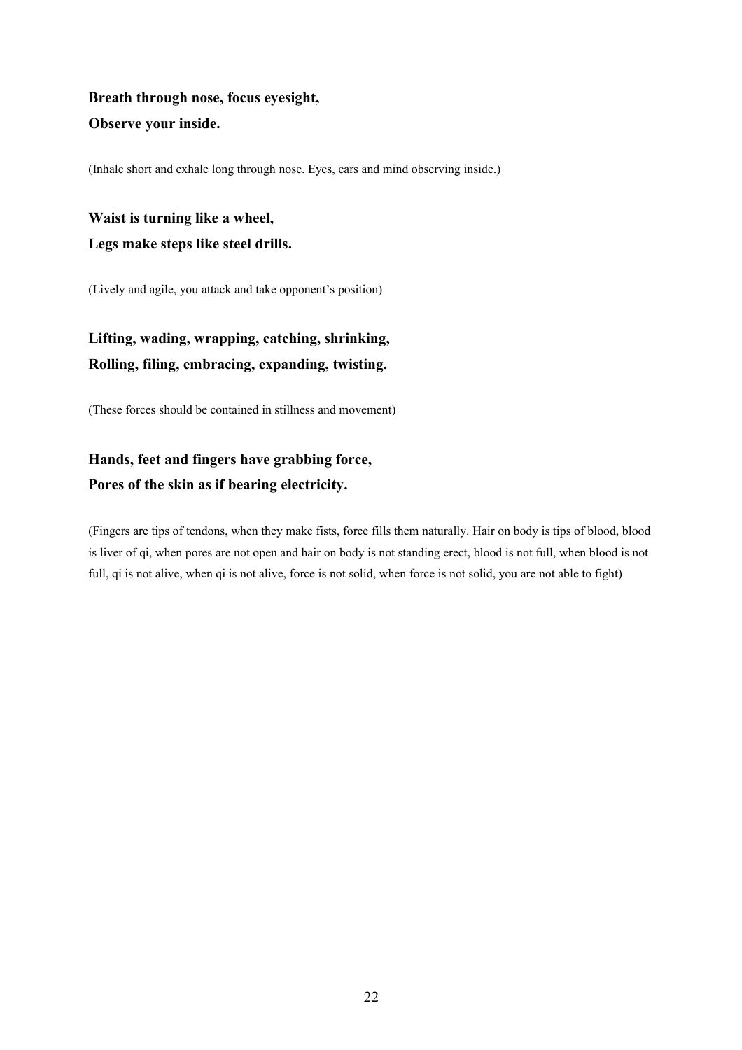**Breath through nose, focus eyesight,**
**Observe your inside.**

(Inhale short and exhale long through nose. Eyes, ears and mind observing inside.)

**Waist is turning like a wheel,**
**Legs make steps like steel drills.**

(Lively and agile, you attack and take opponent's position)

**Lifting, wading, wrapping, catching, shrinking,**
**Rolling, filing, embracing, expanding, twisting.**

(These forces should be contained in stillness and movement)

**Hands, feet and fingers have grabbing force,**
**Pores of the skin as if bearing electricity.**

(Fingers are tips of tendons, when they make fists, force fills them naturally. Hair on body is tips of blood, blood is liver of qi, when pores are not open and hair on body is not standing erect, blood is not full, when blood is not full, qi is not alive, when qi is not alive, force is not solid, when force is not solid, you are not able to fight)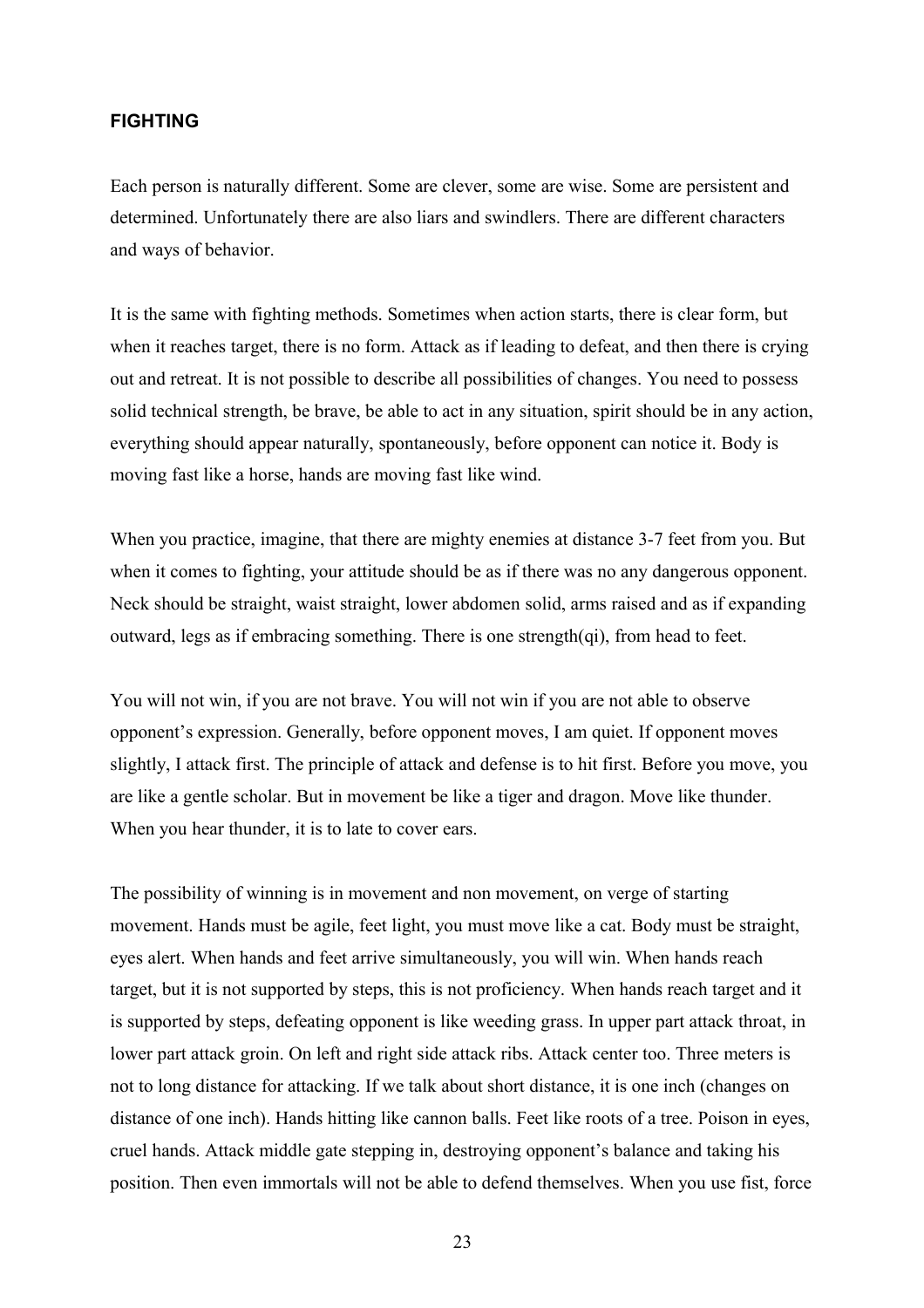### FIGHTING

Each person is naturally different. Some are clever, some are wise. Some are persistent and determined. Unfortunately there are also liars and swindlers. There are different characters and ways of behavior.

It is the same with fighting methods. Sometimes when action starts, there is clear form, but when it reaches target, there is no form. Attack as if leading to defeat, and then there is crying out and retreat. It is not possible to describe all possibilities of changes. You need to possess solid technical strength, be brave, be able to act in any situation, spirit should be in any action, everything should appear naturally, spontaneously, before opponent can notice it. Body is moving fast like a horse, hands are moving fast like wind.

When you practice, imagine, that there are mighty enemies at distance 3-7 feet from you. But when it comes to fighting, your attitude should be as if there was no any dangerous opponent. Neck should be straight, waist straight, lower abdomen solid, arms raised and as if expanding outward, legs as if embracing something. There is one strength(qi), from head to feet.

You will not win, if you are not brave. You will not win if you are not able to observe opponent's expression. Generally, before opponent moves, I am quiet. If opponent moves slightly, I attack first. The principle of attack and defense is to hit first. Before you move, you are like a gentle scholar. But in movement be like a tiger and dragon. Move like thunder. When you hear thunder, it is to late to cover ears.

The possibility of winning is in movement and non movement, on verge of starting movement. Hands must be agile, feet light, you must move like a cat. Body must be straight, eyes alert. When hands and feet arrive simultaneously, you will win. When hands reach target, but it is not supported by steps, this is not proficiency. When hands reach target and it is supported by steps, defeating opponent is like weeding grass. In upper part attack throat, in lower part attack groin. On left and right side attack ribs. Attack center too. Three meters is not to long distance for attacking. If we talk about short distance, it is one inch (changes on distance of one inch). Hands hitting like cannon balls. Feet like roots of a tree. Poison in eyes, cruel hands. Attack middle gate stepping in, destroying opponent's balance and taking his position. Then even immortals will not be able to defend themselves. When you use fist, force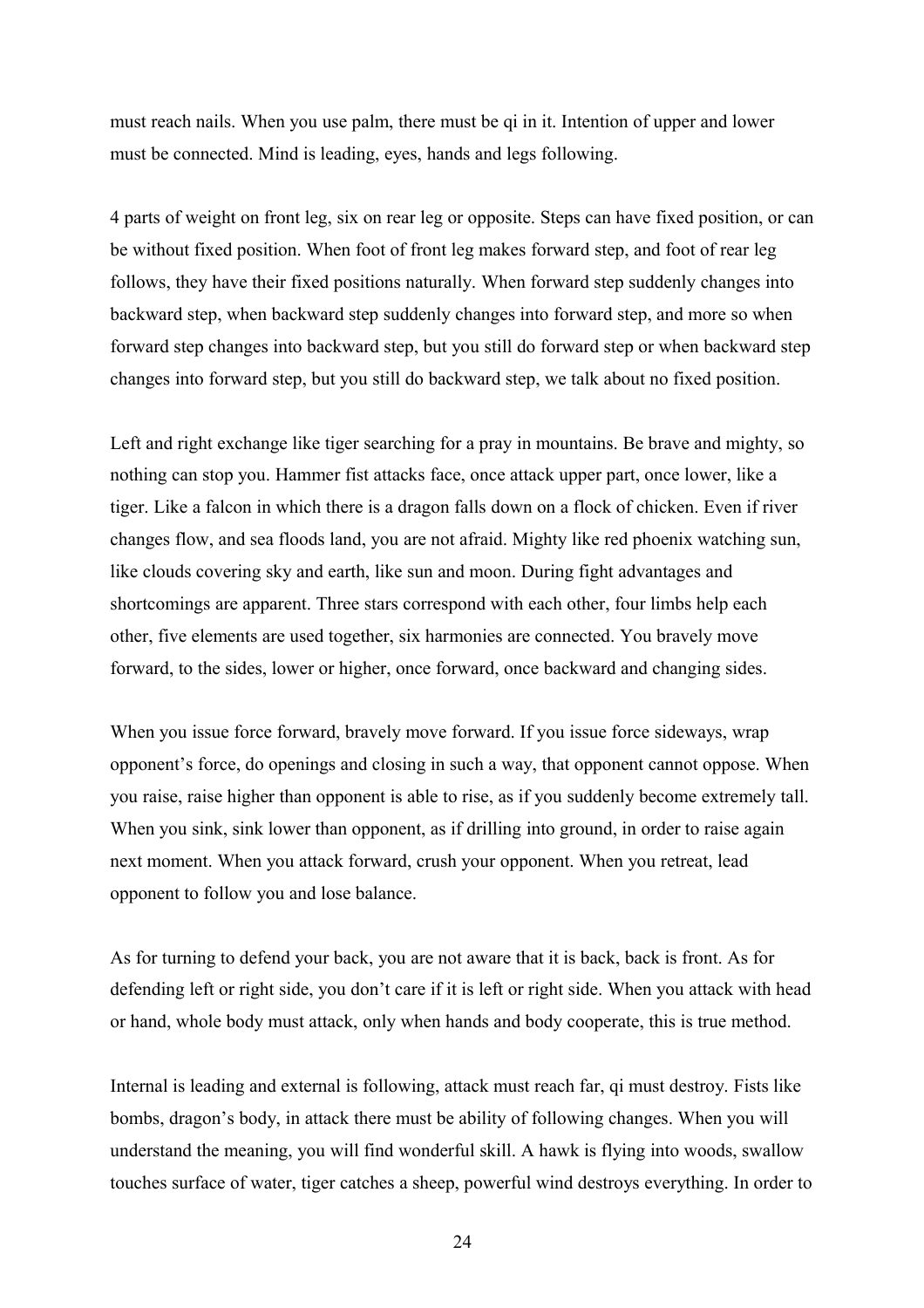must reach nails. When you use palm, there must be qi in it. Intention of upper and lower must be connected. Mind is leading, eyes, hands and legs following.

4 parts of weight on front leg, six on rear leg or opposite. Steps can have fixed position, or can be without fixed position. When foot of front leg makes forward step, and foot of rear leg follows, they have their fixed positions naturally. When forward step suddenly changes into backward step, when backward step suddenly changes into forward step, and more so when forward step changes into backward step, but you still do forward step or when backward step changes into forward step, but you still do backward step, we talk about no fixed position.

Left and right exchange like tiger searching for a pray in mountains. Be brave and mighty, so nothing can stop you. Hammer fist attacks face, once attack upper part, once lower, like a tiger. Like a falcon in which there is a dragon falls down on a flock of chicken. Even if river changes flow, and sea floods land, you are not afraid. Mighty like red phoenix watching sun, like clouds covering sky and earth, like sun and moon. During fight advantages and shortcomings are apparent. Three stars correspond with each other, four limbs help each other, five elements are used together, six harmonies are connected. You bravely move forward, to the sides, lower or higher, once forward, once backward and changing sides.

When you issue force forward, bravely move forward. If you issue force sideways, wrap opponent's force, do openings and closing in such a way, that opponent cannot oppose. When you raise, raise higher than opponent is able to rise, as if you suddenly become extremely tall. When you sink, sink lower than opponent, as if drilling into ground, in order to raise again next moment. When you attack forward, crush your opponent. When you retreat, lead opponent to follow you and lose balance.

As for turning to defend your back, you are not aware that it is back, back is front. As for defending left or right side, you don't care if it is left or right side. When you attack with head or hand, whole body must attack, only when hands and body cooperate, this is true method.

Internal is leading and external is following, attack must reach far, qi must destroy. Fists like bombs, dragon's body, in attack there must be ability of following changes. When you will understand the meaning, you will find wonderful skill. A hawk is flying into woods, swallow touches surface of water, tiger catches a sheep, powerful wind destroys everything. In order to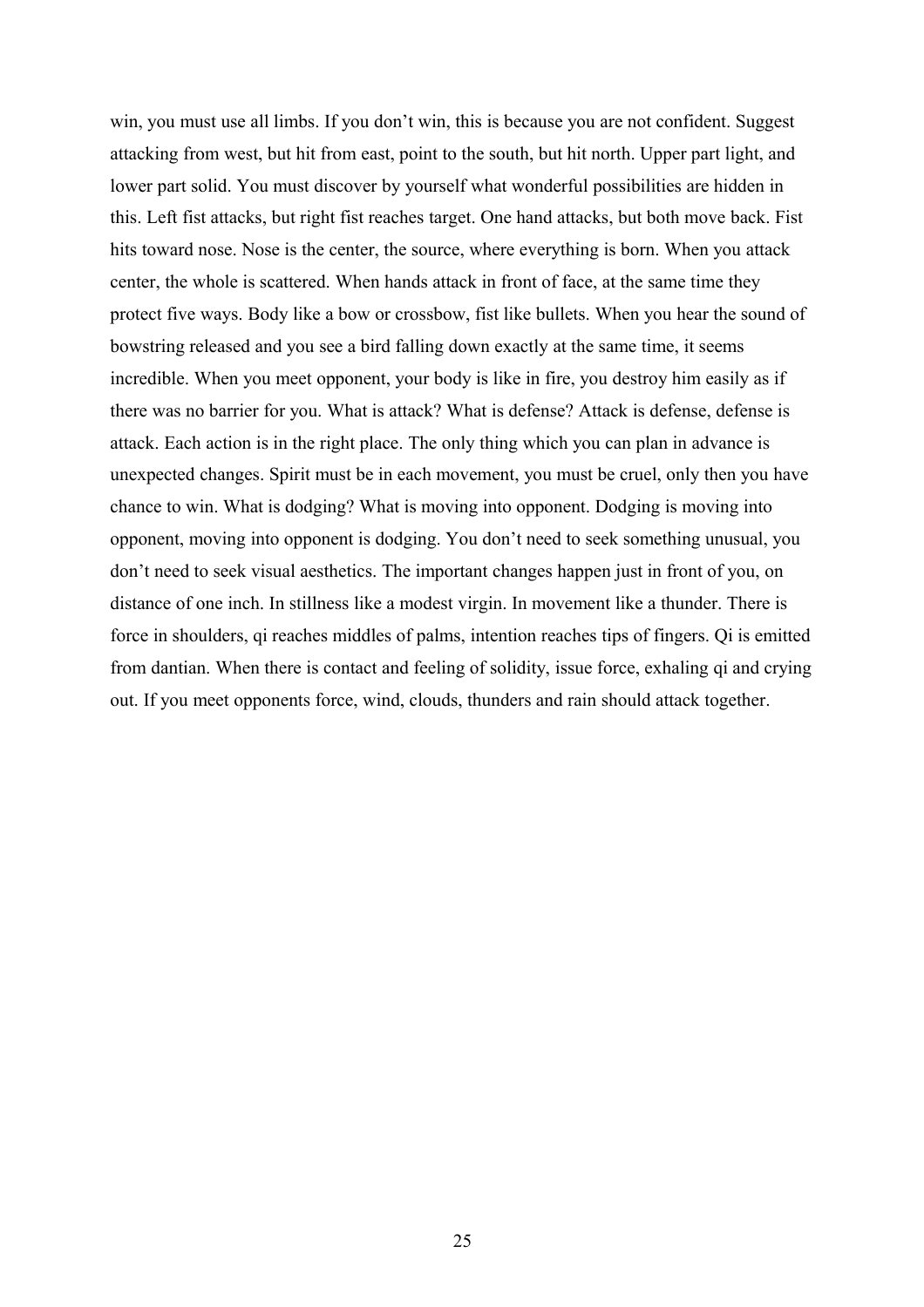win, you must use all limbs. If you don't win, this is because you are not confident. Suggest attacking from west, but hit from east, point to the south, but hit north. Upper part light, and lower part solid. You must discover by yourself what wonderful possibilities are hidden in this. Left fist attacks, but right fist reaches target. One hand attacks, but both move back. Fist hits toward nose. Nose is the center, the source, where everything is born. When you attack center, the whole is scattered. When hands attack in front of face, at the same time they protect five ways. Body like a bow or crossbow, fist like bullets. When you hear the sound of bowstring released and you see a bird falling down exactly at the same time, it seems incredible. When you meet opponent, your body is like in fire, you destroy him easily as if there was no barrier for you. What is attack? What is defense? Attack is defense, defense is attack. Each action is in the right place. The only thing which you can plan in advance is unexpected changes. Spirit must be in each movement, you must be cruel, only then you have chance to win. What is dodging? What is moving into opponent. Dodging is moving into opponent, moving into opponent is dodging. You don't need to seek something unusual, you don't need to seek visual aesthetics. The important changes happen just in front of you, on distance of one inch. In stillness like a modest virgin. In movement like a thunder. There is force in shoulders, qi reaches middles of palms, intention reaches tips of fingers. Qi is emitted from dantian. When there is contact and feeling of solidity, issue force, exhaling qi and crying out. If you meet opponents force, wind, clouds, thunders and rain should attack together.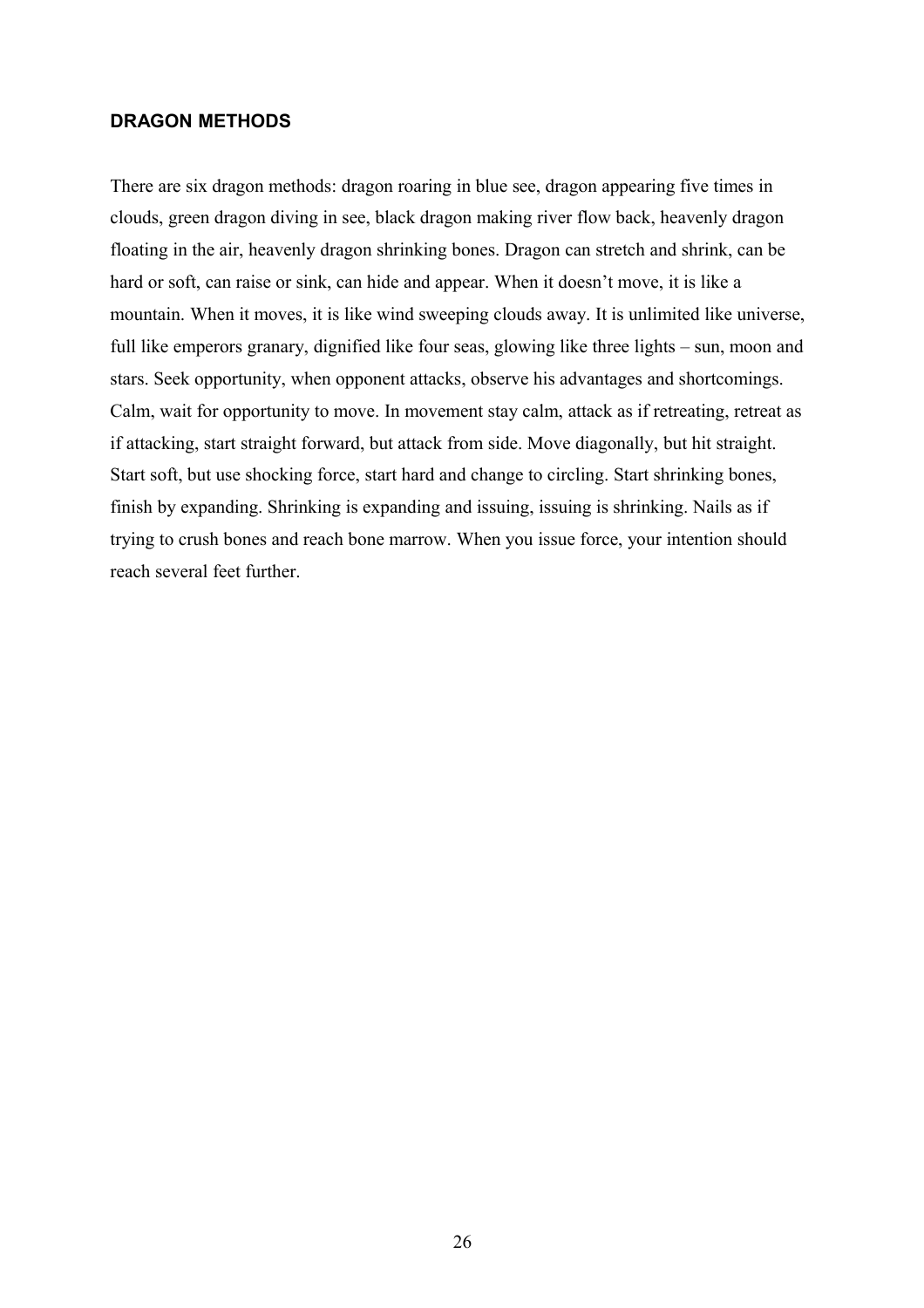## DRAGON METHODS

There are six dragon methods: dragon roaring in blue see, dragon appearing five times in clouds, green dragon diving in see, black dragon making river flow back, heavenly dragon floating in the air, heavenly dragon shrinking bones. Dragon can stretch and shrink, can be hard or soft, can raise or sink, can hide and appear. When it doesn't move, it is like a mountain. When it moves, it is like wind sweeping clouds away. It is unlimited like universe, full like emperors granary, dignified like four seas, glowing like three lights – sun, moon and stars. Seek opportunity, when opponent attacks, observe his advantages and shortcomings. Calm, wait for opportunity to move. In movement stay calm, attack as if retreating, retreat as if attacking, start straight forward, but attack from side. Move diagonally, but hit straight. Start soft, but use shocking force, start hard and change to circling. Start shrinking bones, finish by expanding. Shrinking is expanding and issuing, issuing is shrinking. Nails as if trying to crush bones and reach bone marrow. When you issue force, your intention should reach several feet further.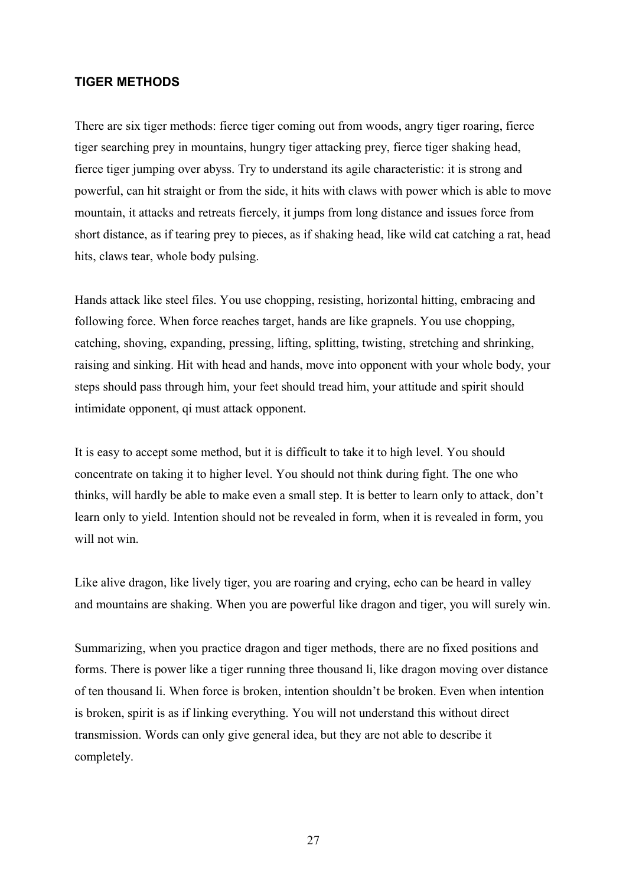### TIGER METHODS

There are six tiger methods: fierce tiger coming out from woods, angry tiger roaring, fierce tiger searching prey in mountains, hungry tiger attacking prey, fierce tiger shaking head, fierce tiger jumping over abyss. Try to understand its agile characteristic: it is strong and powerful, can hit straight or from the side, it hits with claws with power which is able to move mountain, it attacks and retreats fiercely, it jumps from long distance and issues force from short distance, as if tearing prey to pieces, as if shaking head, like wild cat catching a rat, head hits, claws tear, whole body pulsing.

Hands attack like steel files. You use chopping, resisting, horizontal hitting, embracing and following force. When force reaches target, hands are like grapnels. You use chopping, catching, shoving, expanding, pressing, lifting, splitting, twisting, stretching and shrinking, raising and sinking. Hit with head and hands, move into opponent with your whole body, your steps should pass through him, your feet should tread him, your attitude and spirit should intimidate opponent, qi must attack opponent.

It is easy to accept some method, but it is difficult to take it to high level. You should concentrate on taking it to higher level. You should not think during fight. The one who thinks, will hardly be able to make even a small step. It is better to learn only to attack, don't learn only to yield. Intention should not be revealed in form, when it is revealed in form, you will not win.

Like alive dragon, like lively tiger, you are roaring and crying, echo can be heard in valley and mountains are shaking. When you are powerful like dragon and tiger, you will surely win.

Summarizing, when you practice dragon and tiger methods, there are no fixed positions and forms. There is power like a tiger running three thousand li, like dragon moving over distance of ten thousand li. When force is broken, intention shouldn't be broken. Even when intention is broken, spirit is as if linking everything. You will not understand this without direct transmission. Words can only give general idea, but they are not able to describe it completely.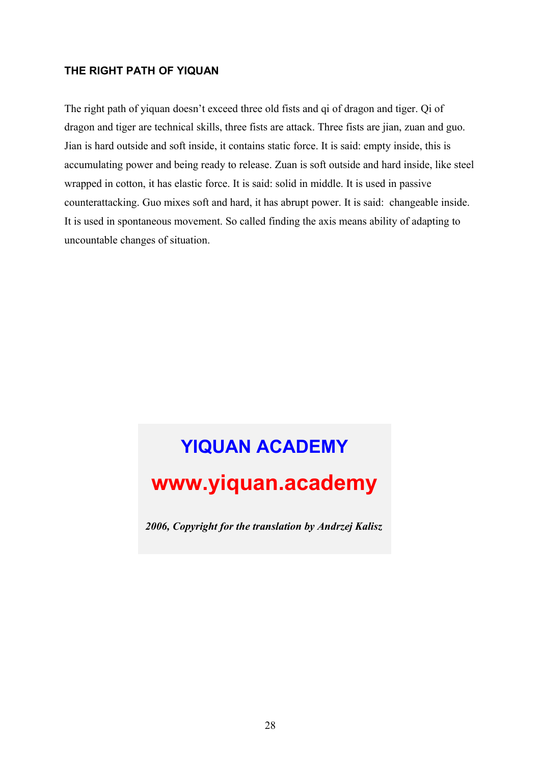## THE RIGHT PATH OF YIQUAN

The right path of yiquan doesn’t exceed three old fists and qi of dragon and tiger. Qi of dragon and tiger are technical skills, three fists are attack. Three fists are jian, zuan and guo. Jian is hard outside and soft inside, it contains static force. It is said: empty inside, this is accumulating power and being ready to release. Zuan is soft outside and hard inside, like steel wrapped in cotton, it has elastic force. It is said: solid in middle. It is used in passive counterattacking. Guo mixes soft and hard, it has abrupt power. It is said: changeable inside. It is used in spontaneous movement. So called finding the axis means ability of adapting to uncountable changes of situation.

**YIQUAN ACADEMY**

**www.yiquan.academy**

***2006, Copyright for the translation by Andrzej Kalisz***